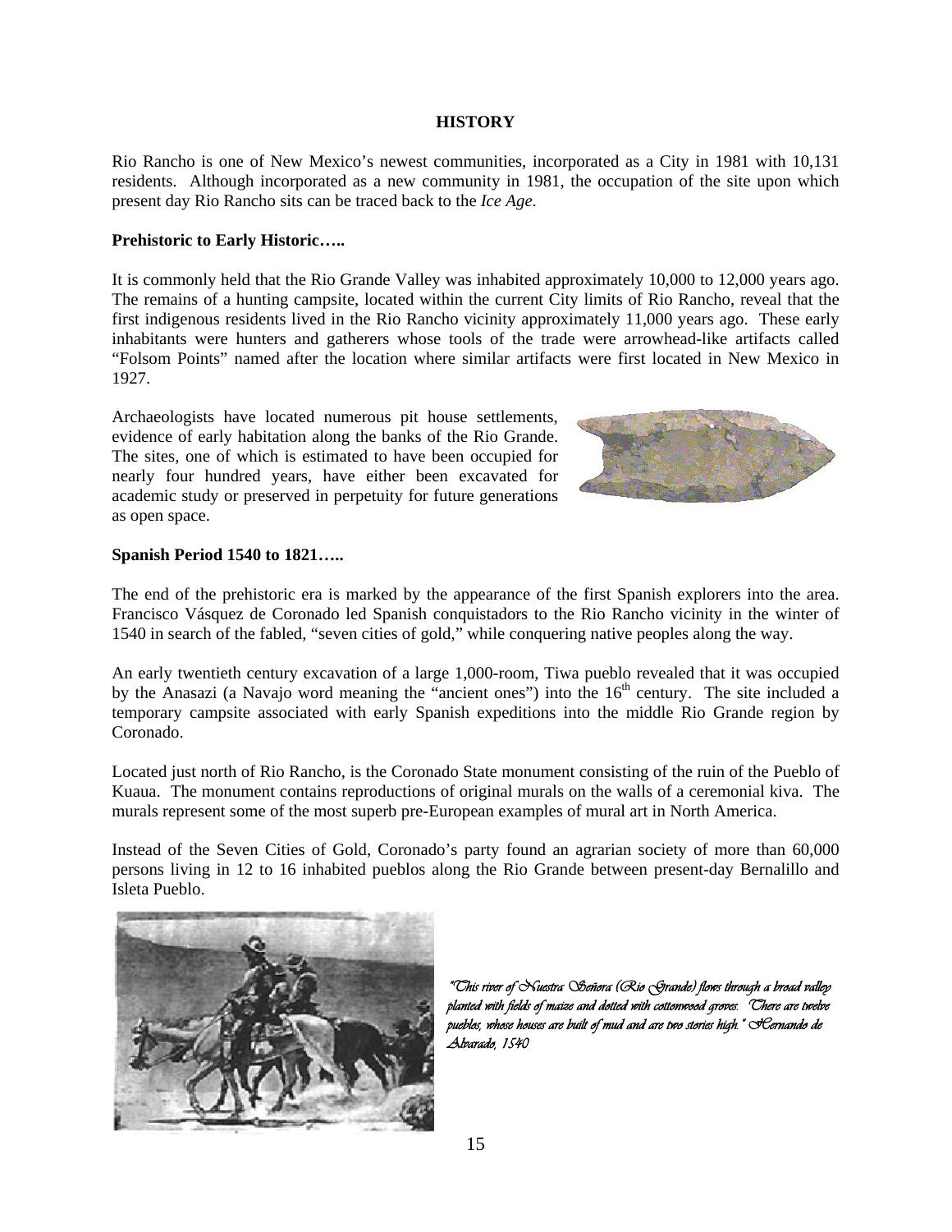## HISTORY

Rio Rancho is one of New Mexico's newest communities, incorporated as a City in 1981 with 10,131 residents. Although incorporated as a new community in 1981, the occupation of the site upon which present day Rio Rancho sits can be traced back to the *Ice Age.*

### Prehistoric to Early Historic…..

It is commonly held that the Rio Grande Valley was inhabited approximately 10,000 to 12,000 years ago. The remains of a hunting campsite, located within the current City limits of Rio Rancho, reveal that the first indigenous residents lived in the Rio Rancho vicinity approximately 11,000 years ago. These early inhabitants were hunters and gatherers whose tools of the trade were arrowhead-like artifacts called "Folsom Points" named after the location where similar artifacts were first located in New Mexico in 1927.

Archaeologists have located numerous pit house settlements, evidence of early habitation along the banks of the Rio Grande. The sites, one of which is estimated to have been occupied for nearly four hundred years, have either been excavated for academic study or preserved in perpetuity for future generations as open space.

### Spanish Period 1540 to 1821…..

The end of the prehistoric era is marked by the appearance of the first Spanish explorers into the area. Francisco Vásquez de Coronado led Spanish conquistadors to the Rio Rancho vicinity in the winter of 1540 in search of the fabled, "seven cities of gold," while conquering native peoples along the way.

An early twentieth century excavation of a large 1,000-room, Tiwa pueblo revealed that it was occupied by the Anasazi (a Navajo word meaning the "ancient ones") into the 16th century. The site included a temporary campsite associated with early Spanish expeditions into the middle Rio Grande region by Coronado.

Located just north of Rio Rancho, is the Coronado State monument consisting of the ruin of the Pueblo of Kuaua. The monument contains reproductions of original murals on the walls of a ceremonial kiva. The murals represent some of the most superb pre-European examples of mural art in North America.

Instead of the Seven Cities of Gold, Coronado's party found an agrarian society of more than 60,000 persons living in 12 to 16 inhabited pueblos along the Rio Grande between present-day Bernalillo and Isleta Pueblo.

*"This river of Nuestra Señora (Rio Grande) flows through a broad valley planted with fields of maize and dotted with cottonwood groves. There are twelve pueblos, whose houses are built of mud and are two stories high." Hernando de Alvarado, 1540*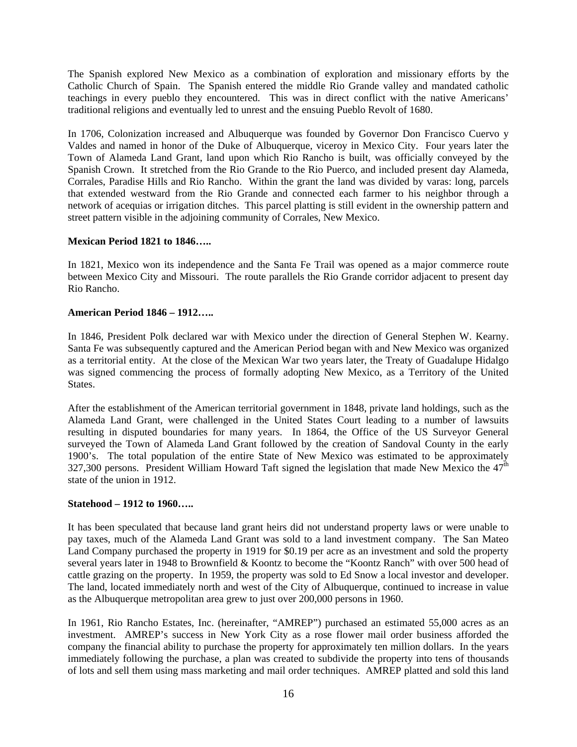The Spanish explored New Mexico as a combination of exploration and missionary efforts by the Catholic Church of Spain. The Spanish entered the middle Rio Grande valley and mandated catholic teachings in every pueblo they encountered. This was in direct conflict with the native Americans' traditional religions and eventually led to unrest and the ensuing Pueblo Revolt of 1680.

In 1706, Colonization increased and Albuquerque was founded by Governor Don Francisco Cuervo y Valdes and named in honor of the Duke of Albuquerque, viceroy in Mexico City. Four years later the Town of Alameda Land Grant, land upon which Rio Rancho is built, was officially conveyed by the Spanish Crown. It stretched from the Rio Grande to the Rio Puerco, and included present day Alameda, Corrales, Paradise Hills and Rio Rancho. Within the grant the land was divided by varas: long, parcels that extended westward from the Rio Grande and connected each farmer to his neighbor through a network of acequias or irrigation ditches. This parcel platting is still evident in the ownership pattern and street pattern visible in the adjoining community of Corrales, New Mexico.

**Mexican Period 1821 to 1846…..**

In 1821, Mexico won its independence and the Santa Fe Trail was opened as a major commerce route between Mexico City and Missouri. The route parallels the Rio Grande corridor adjacent to present day Rio Rancho.

**American Period 1846 – 1912…..**

In 1846, President Polk declared war with Mexico under the direction of General Stephen W. Kearny. Santa Fe was subsequently captured and the American Period began with and New Mexico was organized as a territorial entity. At the close of the Mexican War two years later, the Treaty of Guadalupe Hidalgo was signed commencing the process of formally adopting New Mexico, as a Territory of the United States.

After the establishment of the American territorial government in 1848, private land holdings, such as the Alameda Land Grant, were challenged in the United States Court leading to a number of lawsuits resulting in disputed boundaries for many years. In 1864, the Office of the US Surveyor General surveyed the Town of Alameda Land Grant followed by the creation of Sandoval County in the early 1900's. The total population of the entire State of New Mexico was estimated to be approximately 327,300 persons. President William Howard Taft signed the legislation that made New Mexico the 47th state of the union in 1912.

**Statehood – 1912 to 1960…..**

It has been speculated that because land grant heirs did not understand property laws or were unable to pay taxes, much of the Alameda Land Grant was sold to a land investment company. The San Mateo Land Company purchased the property in 1919 for $0.19 per acre as an investment and sold the property several years later in 1948 to Brownfield & Koontz to become the "Koontz Ranch" with over 500 head of cattle grazing on the property. In 1959, the property was sold to Ed Snow a local investor and developer. The land, located immediately north and west of the City of Albuquerque, continued to increase in value as the Albuquerque metropolitan area grew to just over 200,000 persons in 1960.

In 1961, Rio Rancho Estates, Inc. (hereinafter, "AMREP") purchased an estimated 55,000 acres as an investment. AMREP's success in New York City as a rose flower mail order business afforded the company the financial ability to purchase the property for approximately ten million dollars. In the years immediately following the purchase, a plan was created to subdivide the property into tens of thousands of lots and sell them using mass marketing and mail order techniques. AMREP platted and sold this land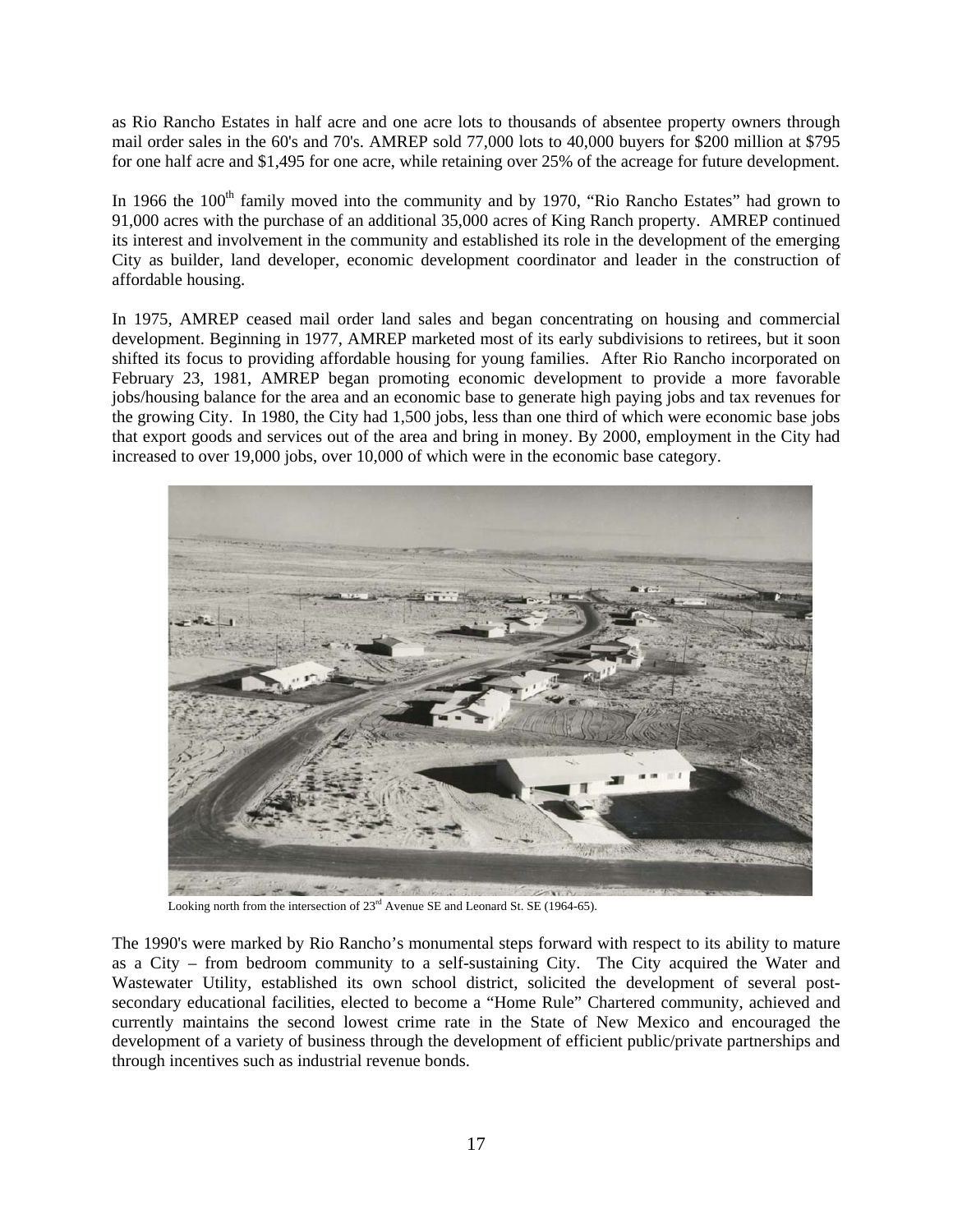as Rio Rancho Estates in half acre and one acre lots to thousands of absentee property owners through mail order sales in the 60's and 70's. AMREP sold 77,000 lots to 40,000 buyers for $200 million at $795 for one half acre and $1,495 for one acre, while retaining over 25% of the acreage for future development.

In 1966 the 100th family moved into the community and by 1970, "Rio Rancho Estates" had grown to 91,000 acres with the purchase of an additional 35,000 acres of King Ranch property. AMREP continued its interest and involvement in the community and established its role in the development of the emerging City as builder, land developer, economic development coordinator and leader in the construction of affordable housing.

In 1975, AMREP ceased mail order land sales and began concentrating on housing and commercial development. Beginning in 1977, AMREP marketed most of its early subdivisions to retirees, but it soon shifted its focus to providing affordable housing for young families. After Rio Rancho incorporated on February 23, 1981, AMREP began promoting economic development to provide a more favorable jobs/housing balance for the area and an economic base to generate high paying jobs and tax revenues for the growing City. In 1980, the City had 1,500 jobs, less than one third of which were economic base jobs that export goods and services out of the area and bring in money. By 2000, employment in the City had increased to over 19,000 jobs, over 10,000 of which were in the economic base category.

Looking north from the intersection of 23rd Avenue SE and Leonard St. SE (1964-65).

The 1990's were marked by Rio Rancho's monumental steps forward with respect to its ability to mature as a City – from bedroom community to a self-sustaining City. The City acquired the Water and Wastewater Utility, established its own school district, solicited the development of several post-secondary educational facilities, elected to become a "Home Rule" Chartered community, achieved and currently maintains the second lowest crime rate in the State of New Mexico and encouraged the development of a variety of business through the development of efficient public/private partnerships and through incentives such as industrial revenue bonds.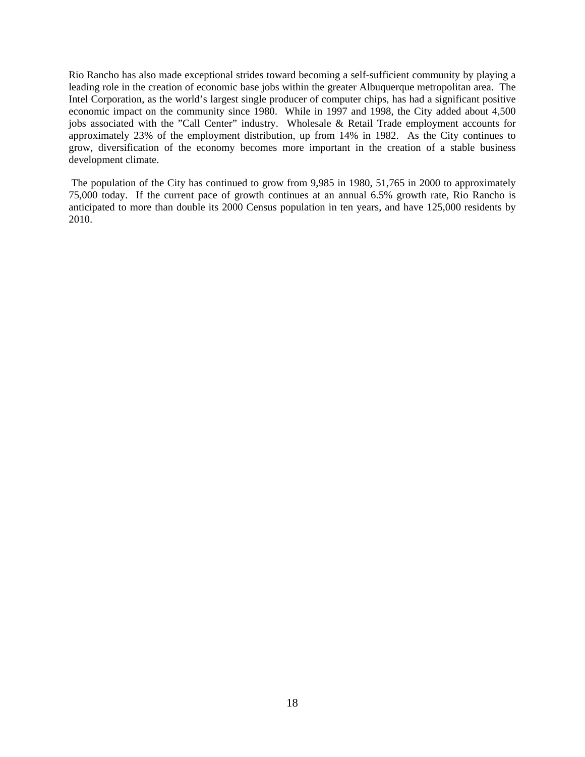Rio Rancho has also made exceptional strides toward becoming a self-sufficient community by playing a leading role in the creation of economic base jobs within the greater Albuquerque metropolitan area. The Intel Corporation, as the world's largest single producer of computer chips, has had a significant positive economic impact on the community since 1980. While in 1997 and 1998, the City added about 4,500 jobs associated with the "Call Center" industry. Wholesale & Retail Trade employment accounts for approximately 23% of the employment distribution, up from 14% in 1982. As the City continues to grow, diversification of the economy becomes more important in the creation of a stable business development climate.

The population of the City has continued to grow from 9,985 in 1980, 51,765 in 2000 to approximately 75,000 today. If the current pace of growth continues at an annual 6.5% growth rate, Rio Rancho is anticipated to more than double its 2000 Census population in ten years, and have 125,000 residents by 2010.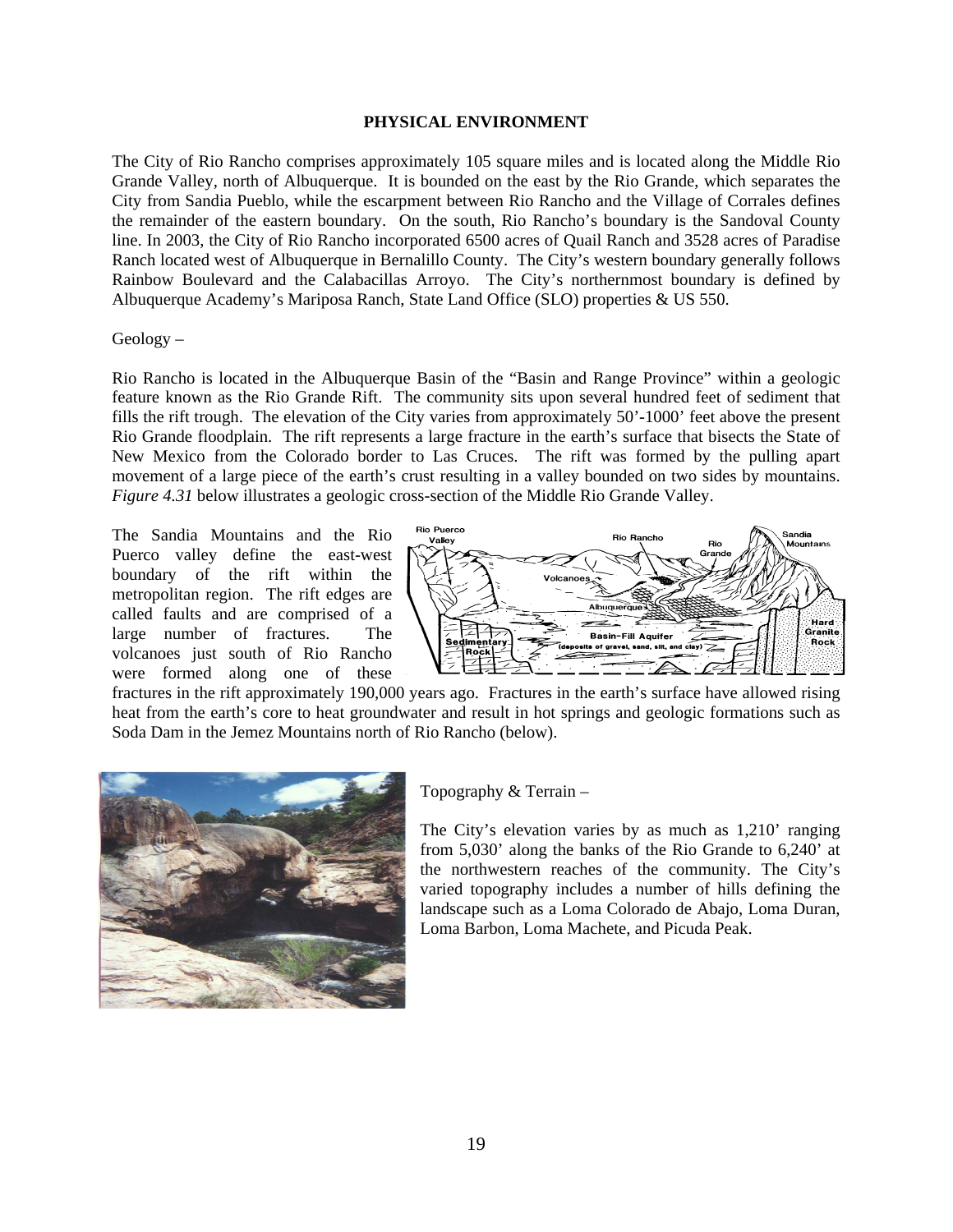## PHYSICAL ENVIRONMENT

The City of Rio Rancho comprises approximately 105 square miles and is located along the Middle Rio Grande Valley, north of Albuquerque. It is bounded on the east by the Rio Grande, which separates the City from Sandia Pueblo, while the escarpment between Rio Rancho and the Village of Corrales defines the remainder of the eastern boundary. On the south, Rio Rancho's boundary is the Sandoval County line. In 2003, the City of Rio Rancho incorporated 6500 acres of Quail Ranch and 3528 acres of Paradise Ranch located west of Albuquerque in Bernalillo County. The City's western boundary generally follows Rainbow Boulevard and the Calabacillas Arroyo. The City's northernmost boundary is defined by Albuquerque Academy's Mariposa Ranch, State Land Office (SLO) properties & US 550.

Geology –

Rio Rancho is located in the Albuquerque Basin of the "Basin and Range Province" within a geologic feature known as the Rio Grande Rift. The community sits upon several hundred feet of sediment that fills the rift trough. The elevation of the City varies from approximately 50'-1000' feet above the present Rio Grande floodplain. The rift represents a large fracture in the earth's surface that bisects the State of New Mexico from the Colorado border to Las Cruces. The rift was formed by the pulling apart movement of a large piece of the earth's crust resulting in a valley bounded on two sides by mountains. *Figure 4.31* below illustrates a geologic cross-section of the Middle Rio Grande Valley.

The Sandia Mountains and the Rio Puerco valley define the east-west boundary of the rift within the metropolitan region. The rift edges are called faults and are comprised of a large number of fractures. The volcanoes just south of Rio Rancho were formed along one of these fractures in the rift approximately 190,000 years ago. Fractures in the earth's surface have allowed rising heat from the earth's core to heat groundwater and result in hot springs and geologic formations such as Soda Dam in the Jemez Mountains north of Rio Rancho (below).

Topography & Terrain –

The City's elevation varies by as much as 1,210' ranging from 5,030' along the banks of the Rio Grande to 6,240' at the northwestern reaches of the community. The City's varied topography includes a number of hills defining the landscape such as a Loma Colorado de Abajo, Loma Duran, Loma Barbon, Loma Machete, and Picuda Peak.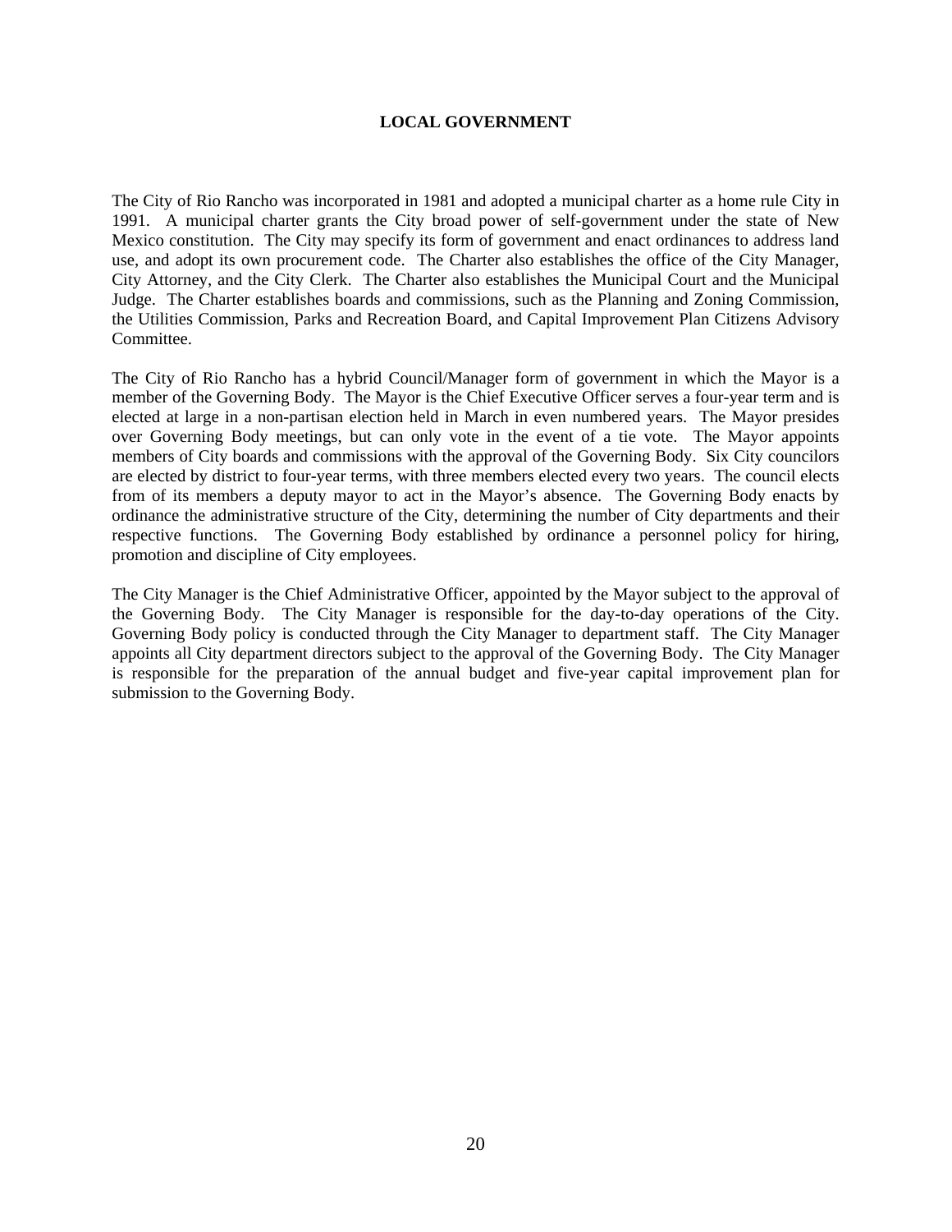# LOCAL GOVERNMENT

The City of Rio Rancho was incorporated in 1981 and adopted a municipal charter as a home rule City in 1991. A municipal charter grants the City broad power of self-government under the state of New Mexico constitution. The City may specify its form of government and enact ordinances to address land use, and adopt its own procurement code. The Charter also establishes the office of the City Manager, City Attorney, and the City Clerk. The Charter also establishes the Municipal Court and the Municipal Judge. The Charter establishes boards and commissions, such as the Planning and Zoning Commission, the Utilities Commission, Parks and Recreation Board, and Capital Improvement Plan Citizens Advisory Committee.

The City of Rio Rancho has a hybrid Council/Manager form of government in which the Mayor is a member of the Governing Body. The Mayor is the Chief Executive Officer serves a four-year term and is elected at large in a non-partisan election held in March in even numbered years. The Mayor presides over Governing Body meetings, but can only vote in the event of a tie vote. The Mayor appoints members of City boards and commissions with the approval of the Governing Body. Six City councilors are elected by district to four-year terms, with three members elected every two years. The council elects from of its members a deputy mayor to act in the Mayor's absence. The Governing Body enacts by ordinance the administrative structure of the City, determining the number of City departments and their respective functions. The Governing Body established by ordinance a personnel policy for hiring, promotion and discipline of City employees.

The City Manager is the Chief Administrative Officer, appointed by the Mayor subject to the approval of the Governing Body. The City Manager is responsible for the day-to-day operations of the City. Governing Body policy is conducted through the City Manager to department staff. The City Manager appoints all City department directors subject to the approval of the Governing Body. The City Manager is responsible for the preparation of the annual budget and five-year capital improvement plan for submission to the Governing Body.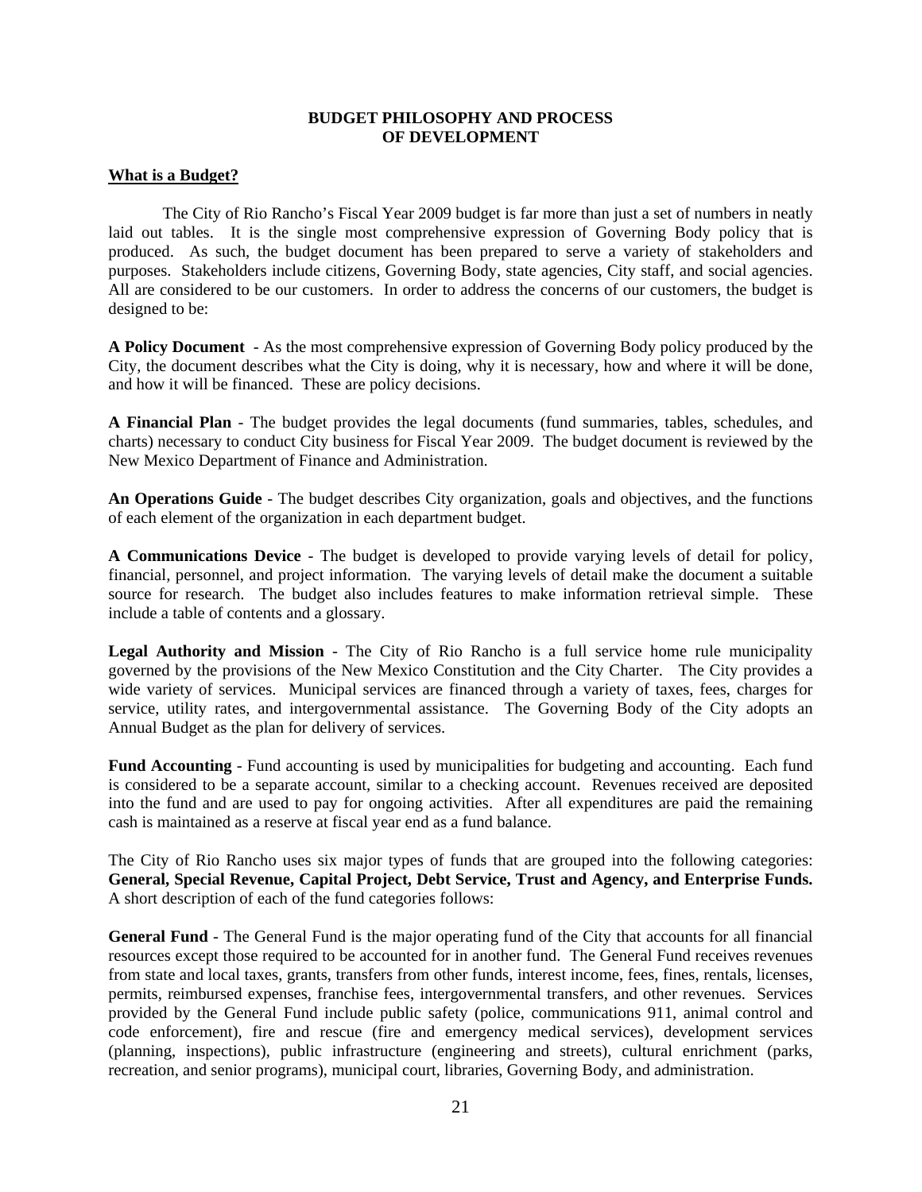# BUDGET PHILOSOPHY AND PROCESS OF DEVELOPMENT

## What is a Budget?

The City of Rio Rancho's Fiscal Year 2009 budget is far more than just a set of numbers in neatly laid out tables. It is the single most comprehensive expression of Governing Body policy that is produced. As such, the budget document has been prepared to serve a variety of stakeholders and purposes. Stakeholders include citizens, Governing Body, state agencies, City staff, and social agencies. All are considered to be our customers. In order to address the concerns of our customers, the budget is designed to be:

**A Policy Document** - As the most comprehensive expression of Governing Body policy produced by the City, the document describes what the City is doing, why it is necessary, how and where it will be done, and how it will be financed. These are policy decisions.

**A Financial Plan** - The budget provides the legal documents (fund summaries, tables, schedules, and charts) necessary to conduct City business for Fiscal Year 2009. The budget document is reviewed by the New Mexico Department of Finance and Administration.

**An Operations Guide** - The budget describes City organization, goals and objectives, and the functions of each element of the organization in each department budget.

**A Communications Device** - The budget is developed to provide varying levels of detail for policy, financial, personnel, and project information. The varying levels of detail make the document a suitable source for research. The budget also includes features to make information retrieval simple. These include a table of contents and a glossary.

**Legal Authority and Mission** - The City of Rio Rancho is a full service home rule municipality governed by the provisions of the New Mexico Constitution and the City Charter. The City provides a wide variety of services. Municipal services are financed through a variety of taxes, fees, charges for service, utility rates, and intergovernmental assistance. The Governing Body of the City adopts an Annual Budget as the plan for delivery of services.

**Fund Accounting** - Fund accounting is used by municipalities for budgeting and accounting. Each fund is considered to be a separate account, similar to a checking account. Revenues received are deposited into the fund and are used to pay for ongoing activities. After all expenditures are paid the remaining cash is maintained as a reserve at fiscal year end as a fund balance.

The City of Rio Rancho uses six major types of funds that are grouped into the following categories: **General, Special Revenue, Capital Project, Debt Service, Trust and Agency, and Enterprise Funds.** A short description of each of the fund categories follows:

**General Fund** - The General Fund is the major operating fund of the City that accounts for all financial resources except those required to be accounted for in another fund. The General Fund receives revenues from state and local taxes, grants, transfers from other funds, interest income, fees, fines, rentals, licenses, permits, reimbursed expenses, franchise fees, intergovernmental transfers, and other revenues. Services provided by the General Fund include public safety (police, communications 911, animal control and code enforcement), fire and rescue (fire and emergency medical services), development services (planning, inspections), public infrastructure (engineering and streets), cultural enrichment (parks, recreation, and senior programs), municipal court, libraries, Governing Body, and administration.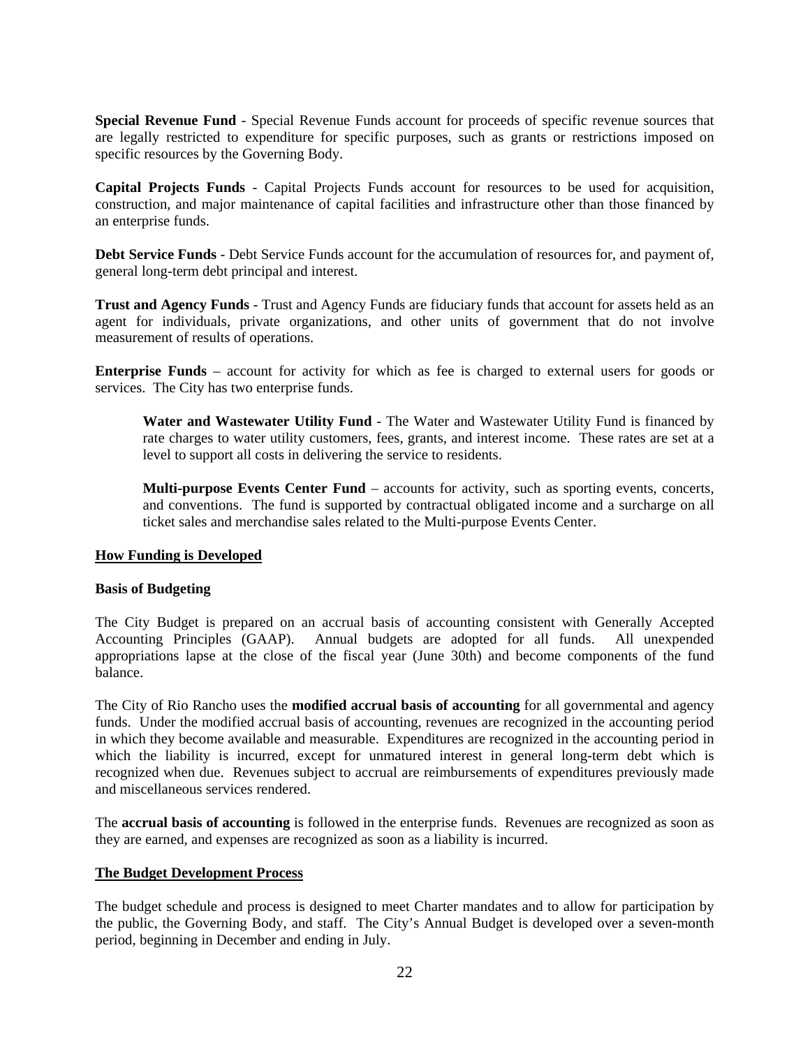**Special Revenue Fund** - Special Revenue Funds account for proceeds of specific revenue sources that are legally restricted to expenditure for specific purposes, such as grants or restrictions imposed on specific resources by the Governing Body.

**Capital Projects Funds** - Capital Projects Funds account for resources to be used for acquisition, construction, and major maintenance of capital facilities and infrastructure other than those financed by an enterprise funds.

**Debt Service Funds** - Debt Service Funds account for the accumulation of resources for, and payment of, general long-term debt principal and interest.

**Trust and Agency Funds** - Trust and Agency Funds are fiduciary funds that account for assets held as an agent for individuals, private organizations, and other units of government that do not involve measurement of results of operations.

**Enterprise Funds** – account for activity for which as fee is charged to external users for goods or services. The City has two enterprise funds.

> **Water and Wastewater Utility Fund** - The Water and Wastewater Utility Fund is financed by rate charges to water utility customers, fees, grants, and interest income. These rates are set at a level to support all costs in delivering the service to residents.
>
> **Multi-purpose Events Center Fund** – accounts for activity, such as sporting events, concerts, and conventions. The fund is supported by contractual obligated income and a surcharge on all ticket sales and merchandise sales related to the Multi-purpose Events Center.

## How Funding is Developed

### Basis of Budgeting

The City Budget is prepared on an accrual basis of accounting consistent with Generally Accepted Accounting Principles (GAAP). Annual budgets are adopted for all funds. All unexpended appropriations lapse at the close of the fiscal year (June 30th) and become components of the fund balance.

The City of Rio Rancho uses the **modified accrual basis of accounting** for all governmental and agency funds. Under the modified accrual basis of accounting, revenues are recognized in the accounting period in which they become available and measurable. Expenditures are recognized in the accounting period in which the liability is incurred, except for unmatured interest in general long-term debt which is recognized when due. Revenues subject to accrual are reimbursements of expenditures previously made and miscellaneous services rendered.

The **accrual basis of accounting** is followed in the enterprise funds. Revenues are recognized as soon as they are earned, and expenses are recognized as soon as a liability is incurred.

## The Budget Development Process

The budget schedule and process is designed to meet Charter mandates and to allow for participation by the public, the Governing Body, and staff. The City's Annual Budget is developed over a seven-month period, beginning in December and ending in July.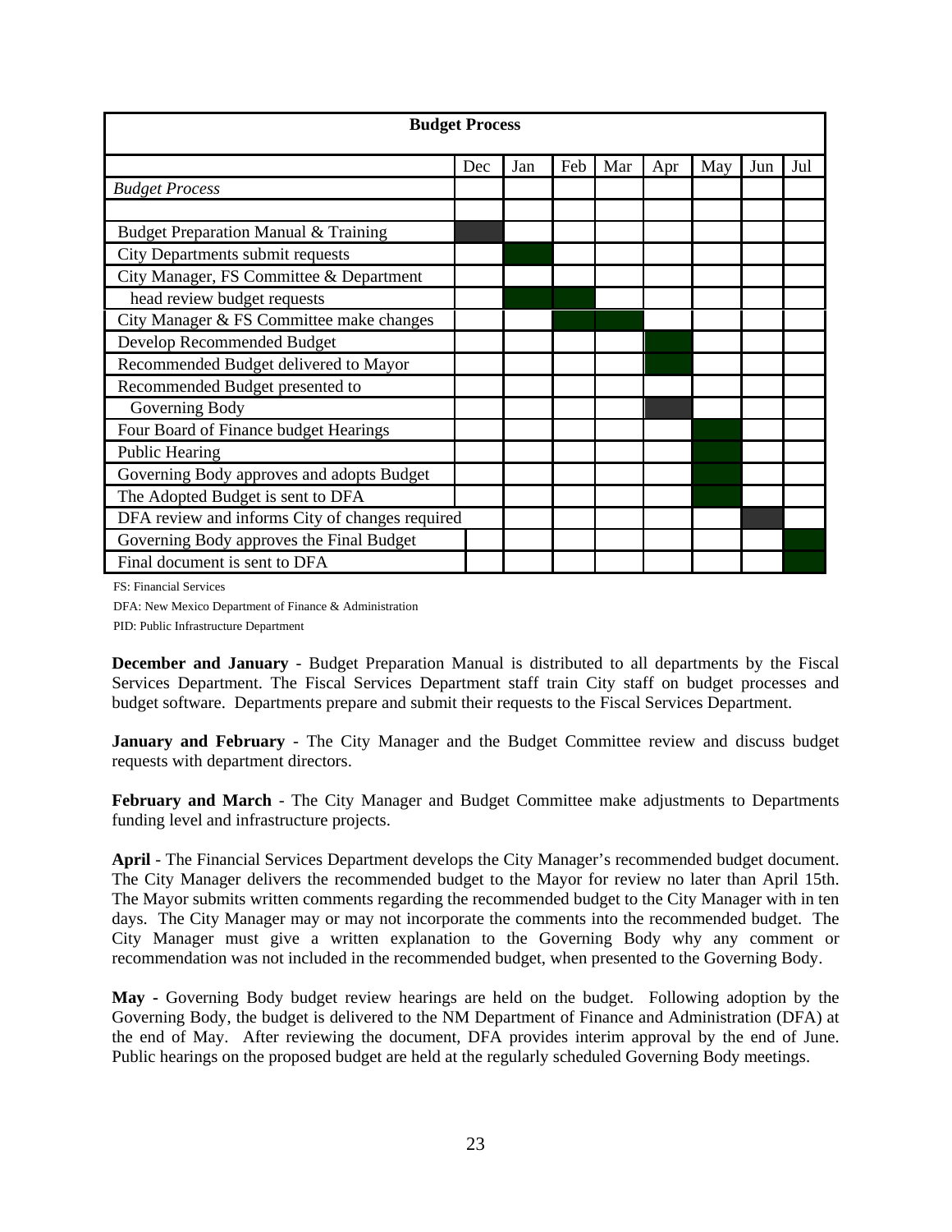| Budget Process | | | | | | | | |
|---|---|---|---|---|---|---|---|---|
| | Dec | Jan | Feb | Mar | Apr | May | Jun | Jul |
| *Budget Process* | | | | | | | | |
| | | | | | | | | |
| Budget Preparation Manual & Training | ■ | | | | | | | |
| City Departments submit requests | | ■ | | | | | | |
| City Manager, FS Committee & Department head review budget requests | | ■ | ■ | | | | | |
| City Manager & FS Committee make changes | | | ■ | ■ | | | | |
| Develop Recommended Budget | | | | | ■ | | | |
| Recommended Budget delivered to Mayor | | | | | ■ | | | |
| Recommended Budget presented to Governing Body | | | | | ■ | | | |
| Four Board of Finance budget Hearings | | | | | | ■ | | |
| Public Hearing | | | | | | ■ | | |
| Governing Body approves and adopts Budget | | | | | | ■ | | |
| The Adopted Budget is sent to DFA | | | | | | ■ | | |
| DFA review and informs City of changes required | | | | | | | ■ | |
| Governing Body approves the Final Budget | | | | | | | | ■ |
| Final document is sent to DFA | | | | | | | | ■ |

FS: Financial Services

DFA: New Mexico Department of Finance & Administration

PID: Public Infrastructure Department

**December and January** - Budget Preparation Manual is distributed to all departments by the Fiscal Services Department. The Fiscal Services Department staff train City staff on budget processes and budget software. Departments prepare and submit their requests to the Fiscal Services Department.

**January and February** - The City Manager and the Budget Committee review and discuss budget requests with department directors.

**February and March** - The City Manager and Budget Committee make adjustments to Departments funding level and infrastructure projects.

**April** - The Financial Services Department develops the City Manager's recommended budget document. The City Manager delivers the recommended budget to the Mayor for review no later than April 15th. The Mayor submits written comments regarding the recommended budget to the City Manager with in ten days. The City Manager may or may not incorporate the comments into the recommended budget. The City Manager must give a written explanation to the Governing Body why any comment or recommendation was not included in the recommended budget, when presented to the Governing Body.

**May -** Governing Body budget review hearings are held on the budget. Following adoption by the Governing Body, the budget is delivered to the NM Department of Finance and Administration (DFA) at the end of May. After reviewing the document, DFA provides interim approval by the end of June. Public hearings on the proposed budget are held at the regularly scheduled Governing Body meetings.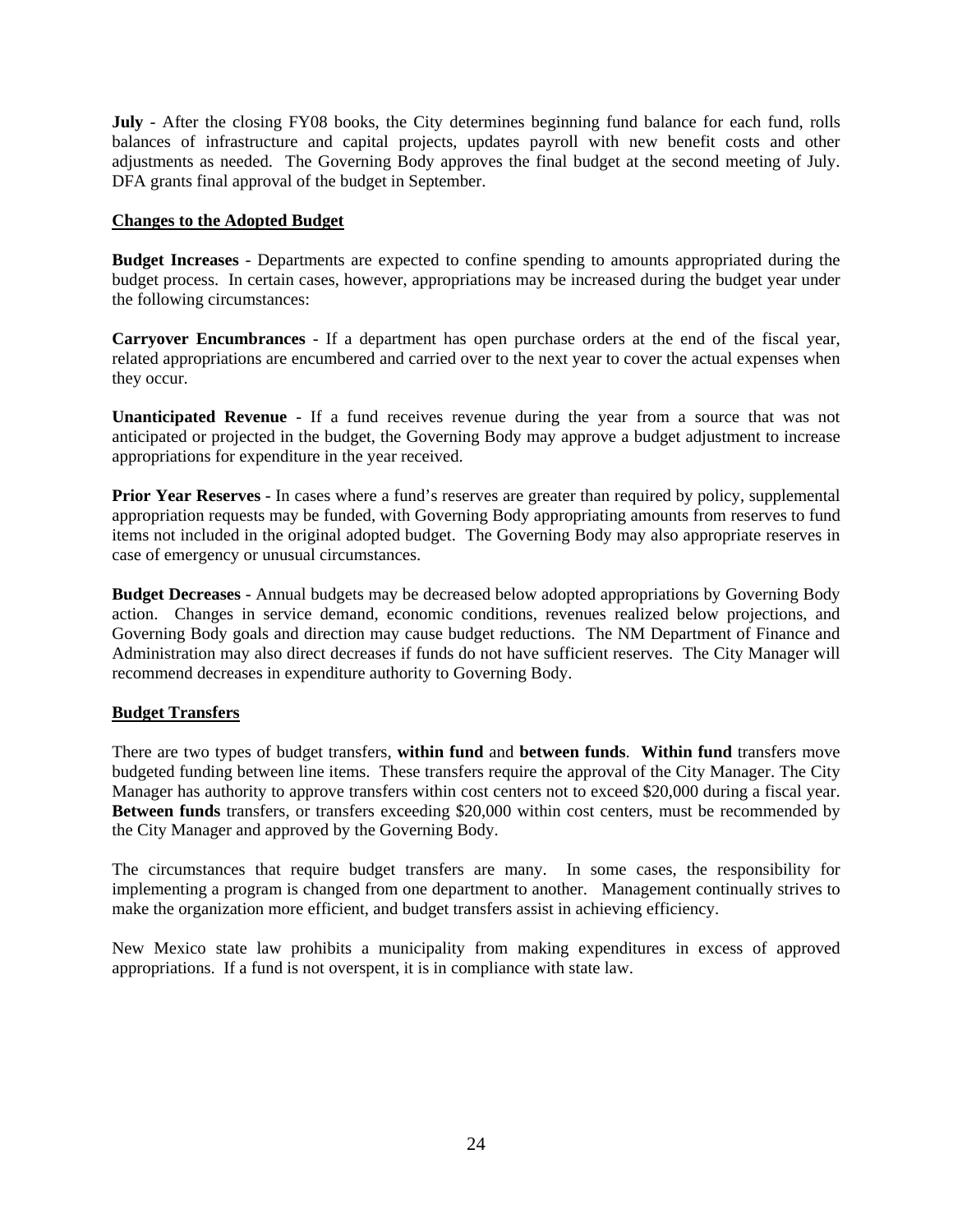**July** - After the closing FY08 books, the City determines beginning fund balance for each fund, rolls balances of infrastructure and capital projects, updates payroll with new benefit costs and other adjustments as needed. The Governing Body approves the final budget at the second meeting of July. DFA grants final approval of the budget in September.

## Changes to the Adopted Budget

**Budget Increases** - Departments are expected to confine spending to amounts appropriated during the budget process. In certain cases, however, appropriations may be increased during the budget year under the following circumstances:

**Carryover Encumbrances** - If a department has open purchase orders at the end of the fiscal year, related appropriations are encumbered and carried over to the next year to cover the actual expenses when they occur.

**Unanticipated Revenue** - If a fund receives revenue during the year from a source that was not anticipated or projected in the budget, the Governing Body may approve a budget adjustment to increase appropriations for expenditure in the year received.

**Prior Year Reserves** - In cases where a fund's reserves are greater than required by policy, supplemental appropriation requests may be funded, with Governing Body appropriating amounts from reserves to fund items not included in the original adopted budget. The Governing Body may also appropriate reserves in case of emergency or unusual circumstances.

**Budget Decreases** - Annual budgets may be decreased below adopted appropriations by Governing Body action. Changes in service demand, economic conditions, revenues realized below projections, and Governing Body goals and direction may cause budget reductions. The NM Department of Finance and Administration may also direct decreases if funds do not have sufficient reserves. The City Manager will recommend decreases in expenditure authority to Governing Body.

## Budget Transfers

There are two types of budget transfers, **within fund** and **between funds**. **Within fund** transfers move budgeted funding between line items. These transfers require the approval of the City Manager. The City Manager has authority to approve transfers within cost centers not to exceed $20,000 during a fiscal year. **Between funds** transfers, or transfers exceeding $20,000 within cost centers, must be recommended by the City Manager and approved by the Governing Body.

The circumstances that require budget transfers are many. In some cases, the responsibility for implementing a program is changed from one department to another. Management continually strives to make the organization more efficient, and budget transfers assist in achieving efficiency.

New Mexico state law prohibits a municipality from making expenditures in excess of approved appropriations. If a fund is not overspent, it is in compliance with state law.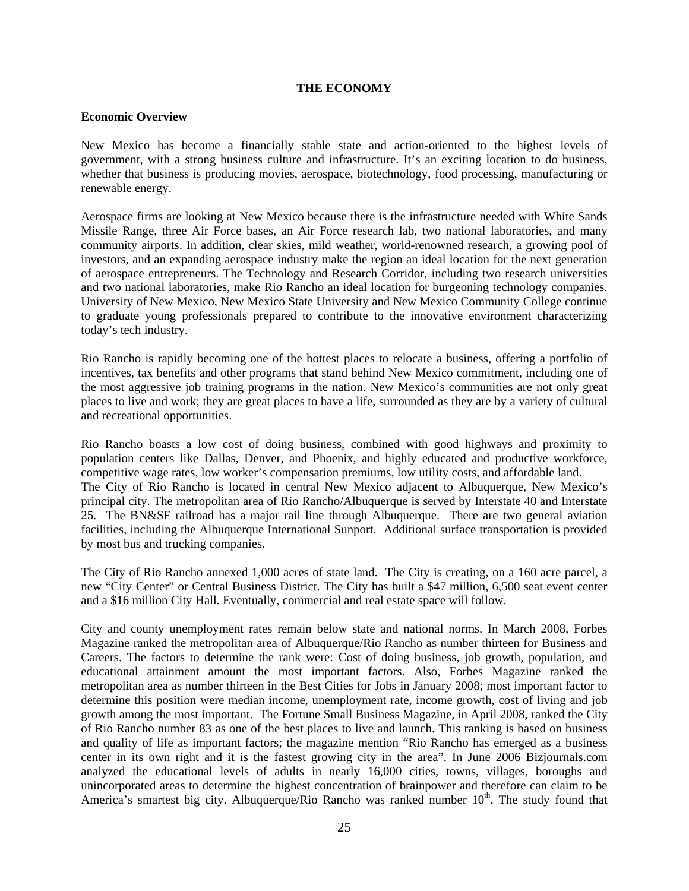# THE ECONOMY

## Economic Overview

New Mexico has become a financially stable state and action-oriented to the highest levels of government, with a strong business culture and infrastructure. It's an exciting location to do business, whether that business is producing movies, aerospace, biotechnology, food processing, manufacturing or renewable energy.

Aerospace firms are looking at New Mexico because there is the infrastructure needed with White Sands Missile Range, three Air Force bases, an Air Force research lab, two national laboratories, and many community airports. In addition, clear skies, mild weather, world-renowned research, a growing pool of investors, and an expanding aerospace industry make the region an ideal location for the next generation of aerospace entrepreneurs. The Technology and Research Corridor, including two research universities and two national laboratories, make Rio Rancho an ideal location for burgeoning technology companies. University of New Mexico, New Mexico State University and New Mexico Community College continue to graduate young professionals prepared to contribute to the innovative environment characterizing today's tech industry.

Rio Rancho is rapidly becoming one of the hottest places to relocate a business, offering a portfolio of incentives, tax benefits and other programs that stand behind New Mexico commitment, including one of the most aggressive job training programs in the nation. New Mexico's communities are not only great places to live and work; they are great places to have a life, surrounded as they are by a variety of cultural and recreational opportunities.

Rio Rancho boasts a low cost of doing business, combined with good highways and proximity to population centers like Dallas, Denver, and Phoenix, and highly educated and productive workforce, competitive wage rates, low worker's compensation premiums, low utility costs, and affordable land. The City of Rio Rancho is located in central New Mexico adjacent to Albuquerque, New Mexico's principal city. The metropolitan area of Rio Rancho/Albuquerque is served by Interstate 40 and Interstate 25. The BN&SF railroad has a major rail line through Albuquerque. There are two general aviation facilities, including the Albuquerque International Sunport. Additional surface transportation is provided by most bus and trucking companies.

The City of Rio Rancho annexed 1,000 acres of state land. The City is creating, on a 160 acre parcel, a new "City Center" or Central Business District. The City has built a $47 million, 6,500 seat event center and a $16 million City Hall. Eventually, commercial and real estate space will follow.

City and county unemployment rates remain below state and national norms. In March 2008, Forbes Magazine ranked the metropolitan area of Albuquerque/Rio Rancho as number thirteen for Business and Careers. The factors to determine the rank were: Cost of doing business, job growth, population, and educational attainment amount the most important factors. Also, Forbes Magazine ranked the metropolitan area as number thirteen in the Best Cities for Jobs in January 2008; most important factor to determine this position were median income, unemployment rate, income growth, cost of living and job growth among the most important. The Fortune Small Business Magazine, in April 2008, ranked the City of Rio Rancho number 83 as one of the best places to live and launch. This ranking is based on business and quality of life as important factors; the magazine mention "Rio Rancho has emerged as a business center in its own right and it is the fastest growing city in the area". In June 2006 Bizjournals.com analyzed the educational levels of adults in nearly 16,000 cities, towns, villages, boroughs and unincorporated areas to determine the highest concentration of brainpower and therefore can claim to be America's smartest big city. Albuquerque/Rio Rancho was ranked number 10th. The study found that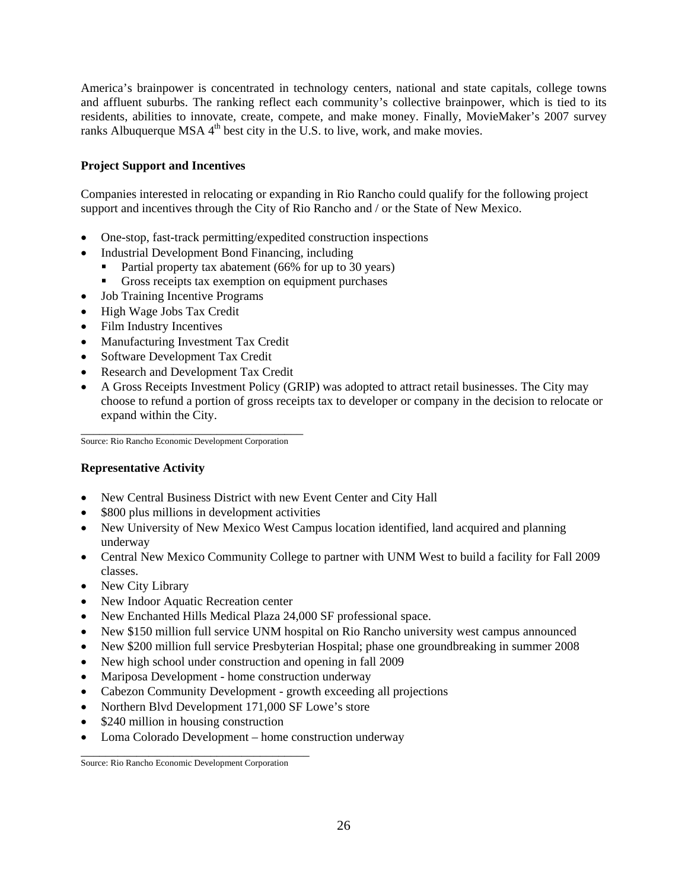America's brainpower is concentrated in technology centers, national and state capitals, college towns and affluent suburbs. The ranking reflect each community's collective brainpower, which is tied to its residents, abilities to innovate, create, compete, and make money. Finally, MovieMaker's 2007 survey ranks Albuquerque MSA 4th best city in the U.S. to live, work, and make movies.

**Project Support and Incentives**

Companies interested in relocating or expanding in Rio Rancho could qualify for the following project support and incentives through the City of Rio Rancho and / or the State of New Mexico.

- One-stop, fast-track permitting/expedited construction inspections
- Industrial Development Bond Financing, including
  - Partial property tax abatement (66% for up to 30 years)
  - Gross receipts tax exemption on equipment purchases
- Job Training Incentive Programs
- High Wage Jobs Tax Credit
- Film Industry Incentives
- Manufacturing Investment Tax Credit
- Software Development Tax Credit
- Research and Development Tax Credit
- A Gross Receipts Investment Policy (GRIP) was adopted to attract retail businesses. The City may choose to refund a portion of gross receipts tax to developer or company in the decision to relocate or expand within the City.

Source: Rio Rancho Economic Development Corporation

**Representative Activity**

- New Central Business District with new Event Center and City Hall
- $800 plus millions in development activities
- New University of New Mexico West Campus location identified, land acquired and planning underway
- Central New Mexico Community College to partner with UNM West to build a facility for Fall 2009 classes.
- New City Library
- New Indoor Aquatic Recreation center
- New Enchanted Hills Medical Plaza 24,000 SF professional space.
- New $150 million full service UNM hospital on Rio Rancho university west campus announced
- New $200 million full service Presbyterian Hospital; phase one groundbreaking in summer 2008
- New high school under construction and opening in fall 2009
- Mariposa Development - home construction underway
- Cabezon Community Development - growth exceeding all projections
- Northern Blvd Development 171,000 SF Lowe's store
- $240 million in housing construction
- Loma Colorado Development – home construction underway

Source: Rio Rancho Economic Development Corporation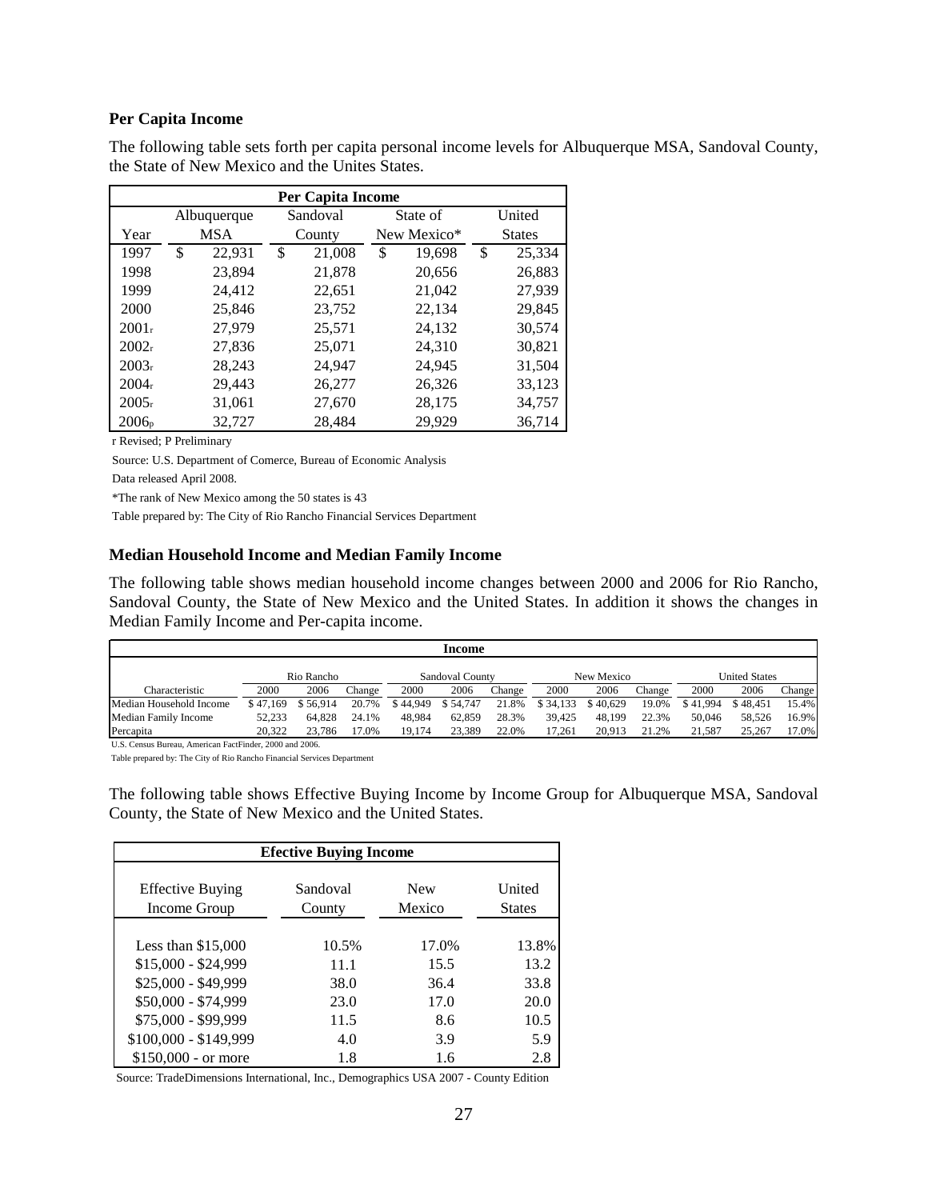### Per Capita Income

The following table sets forth per capita personal income levels for Albuquerque MSA, Sandoval County, the State of New Mexico and the Unites States.

| Per Capita Income | | | | |
|---|---|---|---|---|
| Year | Albuquerque MSA | Sandoval County | State of New Mexico* | United States |
| 1997 | $ 22,931 | $ 21,008 | $ 19,698 | $ 25,334 |
| 1998 | 23,894 | 21,878 | 20,656 | 26,883 |
| 1999 | 24,412 | 22,651 | 21,042 | 27,939 |
| 2000 | 25,846 | 23,752 | 22,134 | 29,845 |
| 2001r | 27,979 | 25,571 | 24,132 | 30,574 |
| 2002r | 27,836 | 25,071 | 24,310 | 30,821 |
| 2003r | 28,243 | 24,947 | 24,945 | 31,504 |
| 2004r | 29,443 | 26,277 | 26,326 | 33,123 |
| 2005r | 31,061 | 27,670 | 28,175 | 34,757 |
| 2006p | 32,727 | 28,484 | 29,929 | 36,714 |

r Revised; P Preliminary

Source: U.S. Department of Comerce, Bureau of Economic Analysis

Data released April 2008.

*The rank of New Mexico among the 50 states is 43

Table prepared by: The City of Rio Rancho Financial Services Department

### Median Household Income and Median Family Income

The following table shows median household income changes between 2000 and 2006 for Rio Rancho, Sandoval County, the State of New Mexico and the United States. In addition it shows the changes in Median Family Income and Per-capita income.

| Income | | | | | | | | | | | | |
|---|---|---|---|---|---|---|---|---|---|---|---|---|
| | Rio Rancho | | | Sandoval County | | | New Mexico | | | United States | | |
| Characteristic | 2000 | 2006 | Change | 2000 | 2006 | Change | 2000 | 2006 | Change | 2000 | 2006 | Change |
| Median Household Income | $ 47,169 | $ 56,914 | 20.7% | $ 44,949 | $ 54,747 | 21.8% | $ 34,133 | $ 40,629 | 19.0% | $ 41,994 | $ 48,451 | 15.4% |
| Median Family Income | 52,233 | 64,828 | 24.1% | 48,984 | 62,859 | 28.3% | 39,425 | 48,199 | 22.3% | 50,046 | 58,526 | 16.9% |
| Percapita | 20,322 | 23,786 | 17.0% | 19,174 | 23,389 | 22.0% | 17,261 | 20,913 | 21.2% | 21,587 | 25,267 | 17.0% |

U.S. Census Bureau, American FactFinder, 2000 and 2006.

Table prepared by: The City of Rio Rancho Financial Services Department

The following table shows Effective Buying Income by Income Group for Albuquerque MSA, Sandoval County, the State of New Mexico and the United States.

| Efective Buying Income | | | |
|---|---|---|---|
| Effective Buying Income Group | Sandoval County | New Mexico | United States |
| Less than $15,000 | 10.5% | 17.0% | 13.8% |
| $15,000 - $24,999 | 11.1 | 15.5 | 13.2 |
| $25,000 - $49,999 | 38.0 | 36.4 | 33.8 |
| $50,000 - $74,999 | 23.0 | 17.0 | 20.0 |
| $75,000 - $99,999 | 11.5 | 8.6 | 10.5 |
| $100,000 - $149,999 | 4.0 | 3.9 | 5.9 |
| $150,000 - or more | 1.8 | 1.6 | 2.8 |

Source: TradeDimensions International, Inc., Demographics USA 2007 - County Edition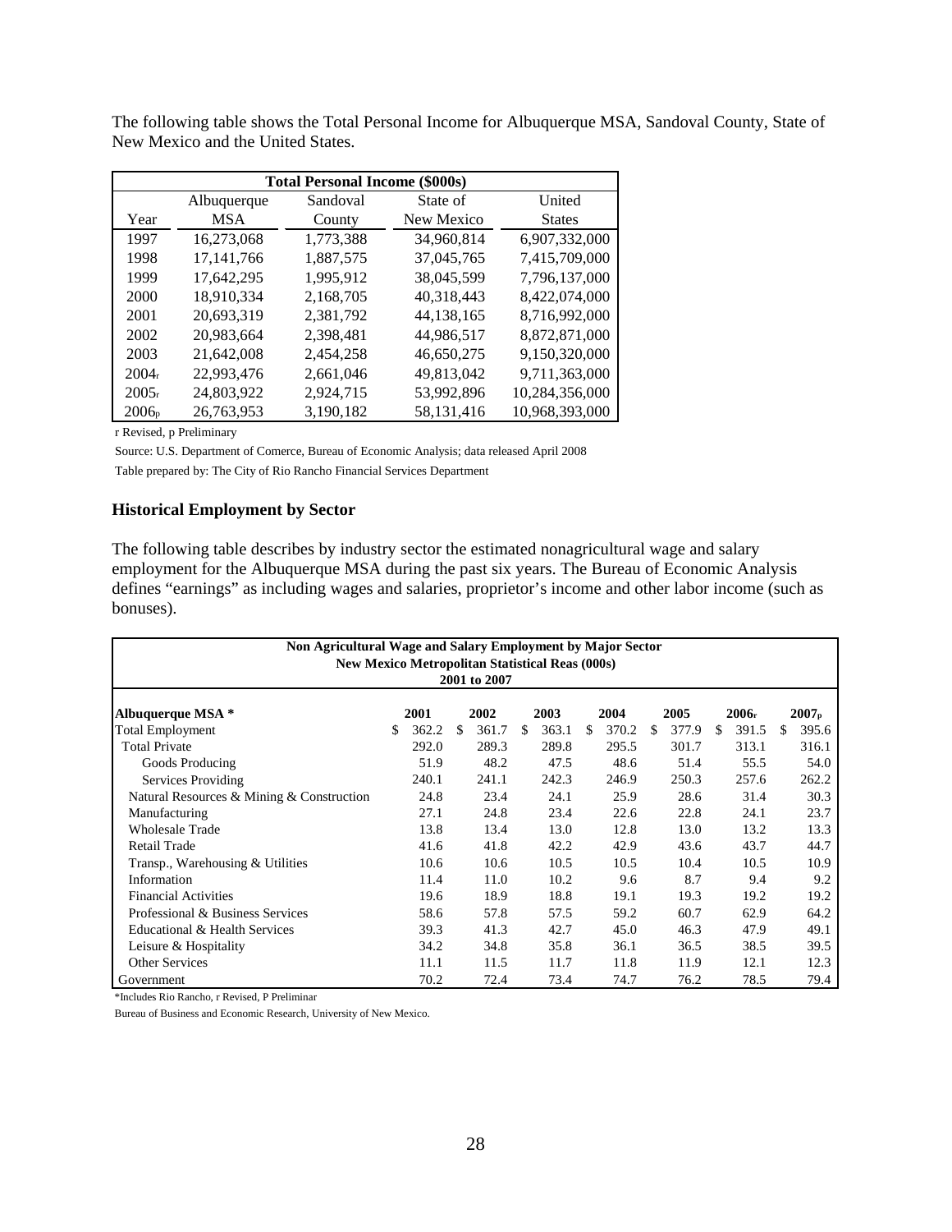The following table shows the Total Personal Income for Albuquerque MSA, Sandoval County, State of New Mexico and the United States.

| Total Personal Income ($000s) | | | | |
|---|---|---|---|---|
| Year | Albuquerque MSA | Sandoval County | State of New Mexico | United States |
| 1997 | 16,273,068 | 1,773,388 | 34,960,814 | 6,907,332,000 |
| 1998 | 17,141,766 | 1,887,575 | 37,045,765 | 7,415,709,000 |
| 1999 | 17,642,295 | 1,995,912 | 38,045,599 | 7,796,137,000 |
| 2000 | 18,910,334 | 2,168,705 | 40,318,443 | 8,422,074,000 |
| 2001 | 20,693,319 | 2,381,792 | 44,138,165 | 8,716,992,000 |
| 2002 | 20,983,664 | 2,398,481 | 44,986,517 | 8,872,871,000 |
| 2003 | 21,642,008 | 2,454,258 | 46,650,275 | 9,150,320,000 |
| 2004r | 22,993,476 | 2,661,046 | 49,813,042 | 9,711,363,000 |
| 2005r | 24,803,922 | 2,924,715 | 53,992,896 | 10,284,356,000 |
| 2006p | 26,763,953 | 3,190,182 | 58,131,416 | 10,968,393,000 |

r Revised, p Preliminary

Source: U.S. Department of Comerce, Bureau of Economic Analysis; data released April 2008

Table prepared by: The City of Rio Rancho Financial Services Department

### Historical Employment by Sector

The following table describes by industry sector the estimated nonagricultural wage and salary employment for the Albuquerque MSA during the past six years. The Bureau of Economic Analysis defines "earnings" as including wages and salaries, proprietor's income and other labor income (such as bonuses).

**Non Agricultural Wage and Salary Employment by Major Sector**
**New Mexico Metropolitan Statistical Reas (000s)**
**2001 to 2007**

| Albuquerque MSA * | 2001 | 2002 | 2003 | 2004 | 2005 | 2006r | 2007p |
|---|---|---|---|---|---|---|---|
| Total Employment | $ 362.2 | $ 361.7 | $ 363.1 | $ 370.2 | $ 377.9 | $ 391.5 | $ 395.6 |
| Total Private | 292.0 | 289.3 | 289.8 | 295.5 | 301.7 | 313.1 | 316.1 |
| Goods Producing | 51.9 | 48.2 | 47.5 | 48.6 | 51.4 | 55.5 | 54.0 |
| Services Providing | 240.1 | 241.1 | 242.3 | 246.9 | 250.3 | 257.6 | 262.2 |
| Natural Resources & Mining & Construction | 24.8 | 23.4 | 24.1 | 25.9 | 28.6 | 31.4 | 30.3 |
| Manufacturing | 27.1 | 24.8 | 23.4 | 22.6 | 22.8 | 24.1 | 23.7 |
| Wholesale Trade | 13.8 | 13.4 | 13.0 | 12.8 | 13.0 | 13.2 | 13.3 |
| Retail Trade | 41.6 | 41.8 | 42.2 | 42.9 | 43.6 | 43.7 | 44.7 |
| Transp., Warehousing & Utilities | 10.6 | 10.6 | 10.5 | 10.5 | 10.4 | 10.5 | 10.9 |
| Information | 11.4 | 11.0 | 10.2 | 9.6 | 8.7 | 9.4 | 9.2 |
| Financial Activities | 19.6 | 18.9 | 18.8 | 19.1 | 19.3 | 19.2 | 19.2 |
| Professional & Business Services | 58.6 | 57.8 | 57.5 | 59.2 | 60.7 | 62.9 | 64.2 |
| Educational & Health Services | 39.3 | 41.3 | 42.7 | 45.0 | 46.3 | 47.9 | 49.1 |
| Leisure & Hospitality | 34.2 | 34.8 | 35.8 | 36.1 | 36.5 | 38.5 | 39.5 |
| Other Services | 11.1 | 11.5 | 11.7 | 11.8 | 11.9 | 12.1 | 12.3 |
| Government | 70.2 | 72.4 | 73.4 | 74.7 | 76.2 | 78.5 | 79.4 |

*Includes Rio Rancho, r Revised, P Preliminar

Bureau of Business and Economic Research, University of New Mexico.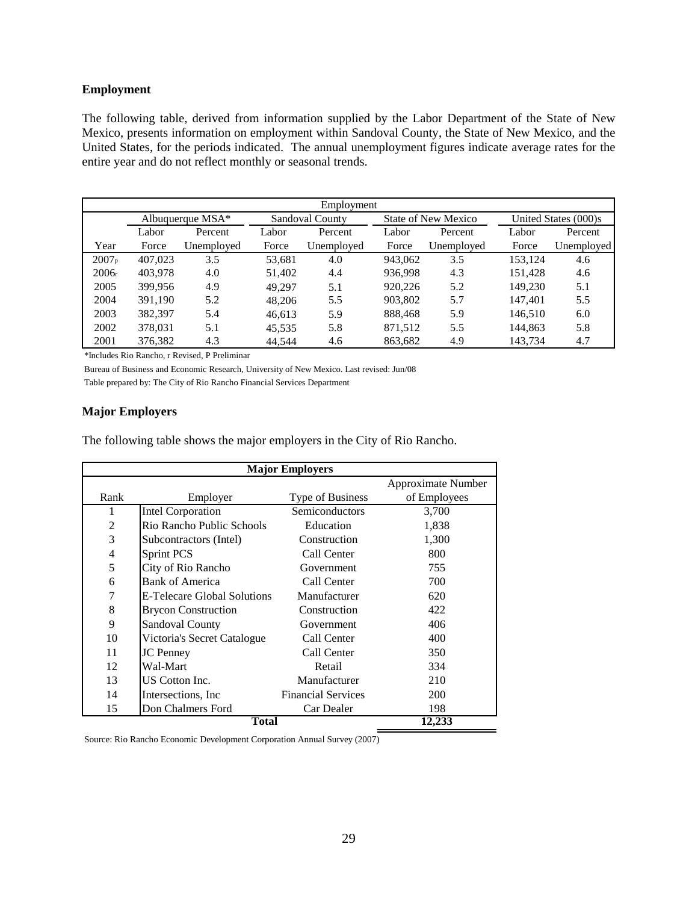**Employment**

The following table, derived from information supplied by the Labor Department of the State of New Mexico, presents information on employment within Sandoval County, the State of New Mexico, and the United States, for the periods indicated. The annual unemployment figures indicate average rates for the entire year and do not reflect monthly or seasonal trends.

| Employment | | | | | | | | |
|---|---|---|---|---|---|---|---|---|
| | Albuquerque MSA* | | Sandoval County | | State of New Mexico | | United States (000)s | |
| Year | Labor Force | Percent Unemployed | Labor Force | Percent Unemployed | Labor Force | Percent Unemployed | Labor Force | Percent Unemployed |
| 2007p | 407,023 | 3.5 | 53,681 | 4.0 | 943,062 | 3.5 | 153,124 | 4.6 |
| 2006r | 403,978 | 4.0 | 51,402 | 4.4 | 936,998 | 4.3 | 151,428 | 4.6 |
| 2005 | 399,956 | 4.9 | 49,297 | 5.1 | 920,226 | 5.2 | 149,230 | 5.1 |
| 2004 | 391,190 | 5.2 | 48,206 | 5.5 | 903,802 | 5.7 | 147,401 | 5.5 |
| 2003 | 382,397 | 5.4 | 46,613 | 5.9 | 888,468 | 5.9 | 146,510 | 6.0 |
| 2002 | 378,031 | 5.1 | 45,535 | 5.8 | 871,512 | 5.5 | 144,863 | 5.8 |
| 2001 | 376,382 | 4.3 | 44,544 | 4.6 | 863,682 | 4.9 | 143,734 | 4.7 |

*Includes Rio Rancho, r Revised, P Preliminar

Bureau of Business and Economic Research, University of New Mexico. Last revised: Jun/08

Table prepared by: The City of Rio Rancho Financial Services Department

**Major Employers**

The following table shows the major employers in the City of Rio Rancho.

| Major Employers | | | |
|---|---|---|---|
| Rank | Employer | Type of Business | Approximate Number of Employees |
| 1 | Intel Corporation | Semiconductors | 3,700 |
| 2 | Rio Rancho Public Schools | Education | 1,838 |
| 3 | Subcontractors (Intel) | Construction | 1,300 |
| 4 | Sprint PCS | Call Center | 800 |
| 5 | City of Rio Rancho | Government | 755 |
| 6 | Bank of America | Call Center | 700 |
| 7 | E-Telecare Global Solutions | Manufacturer | 620 |
| 8 | Brycon Construction | Construction | 422 |
| 9 | Sandoval County | Government | 406 |
| 10 | Victoria's Secret Catalogue | Call Center | 400 |
| 11 | JC Penney | Call Center | 350 |
| 12 | Wal-Mart | Retail | 334 |
| 13 | US Cotton Inc. | Manufacturer | 210 |
| 14 | Intersections, Inc | Financial Services | 200 |
| 15 | Don Chalmers Ford | Car Dealer | 198 |
| | **Total** | | **12,233** |

Source: Rio Rancho Economic Development Corporation Annual Survey (2007)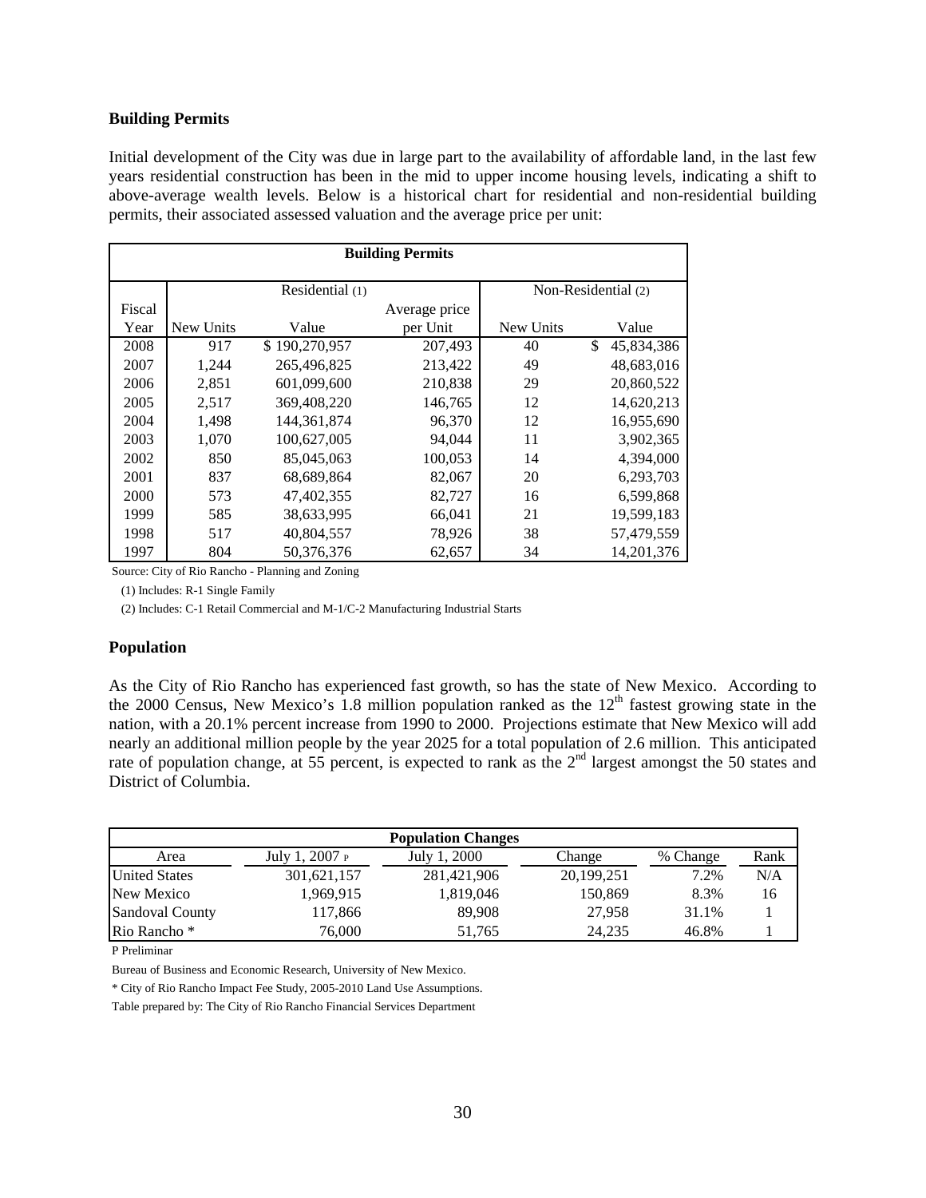**Building Permits**

Initial development of the City was due in large part to the availability of affordable land, in the last few years residential construction has been in the mid to upper income housing levels, indicating a shift to above-average wealth levels. Below is a historical chart for residential and non-residential building permits, their associated assessed valuation and the average price per unit:

| Building Permits | | | | | |
|---|---|---|---|---|---|
| | Residential (1) | | | Non-Residential (2) | |
| Fiscal Year | New Units | Value | Average price per Unit | New Units | Value |
| 2008 | 917 | $ 190,270,957 | 207,493 | 40 | $ 45,834,386 |
| 2007 | 1,244 | 265,496,825 | 213,422 | 49 | 48,683,016 |
| 2006 | 2,851 | 601,099,600 | 210,838 | 29 | 20,860,522 |
| 2005 | 2,517 | 369,408,220 | 146,765 | 12 | 14,620,213 |
| 2004 | 1,498 | 144,361,874 | 96,370 | 12 | 16,955,690 |
| 2003 | 1,070 | 100,627,005 | 94,044 | 11 | 3,902,365 |
| 2002 | 850 | 85,045,063 | 100,053 | 14 | 4,394,000 |
| 2001 | 837 | 68,689,864 | 82,067 | 20 | 6,293,703 |
| 2000 | 573 | 47,402,355 | 82,727 | 16 | 6,599,868 |
| 1999 | 585 | 38,633,995 | 66,041 | 21 | 19,599,183 |
| 1998 | 517 | 40,804,557 | 78,926 | 38 | 57,479,559 |
| 1997 | 804 | 50,376,376 | 62,657 | 34 | 14,201,376 |

Source: City of Rio Rancho - Planning and Zoning

(1) Includes: R-1 Single Family

(2) Includes: C-1 Retail Commercial and M-1/C-2 Manufacturing Industrial Starts

**Population**

As the City of Rio Rancho has experienced fast growth, so has the state of New Mexico. According to the 2000 Census, New Mexico's 1.8 million population ranked as the 12th fastest growing state in the nation, with a 20.1% percent increase from 1990 to 2000. Projections estimate that New Mexico will add nearly an additional million people by the year 2025 for a total population of 2.6 million. This anticipated rate of population change, at 55 percent, is expected to rank as the 2nd largest amongst the 50 states and District of Columbia.

| Population Changes | | | | | |
|---|---|---|---|---|---|
| Area | July 1, 2007 P | July 1, 2000 | Change | % Change | Rank |
| United States | 301,621,157 | 281,421,906 | 20,199,251 | 7.2% | N/A |
| New Mexico | 1,969,915 | 1,819,046 | 150,869 | 8.3% | 16 |
| Sandoval County | 117,866 | 89,908 | 27,958 | 31.1% | 1 |
| Rio Rancho * | 76,000 | 51,765 | 24,235 | 46.8% | 1 |

P Preliminar

Bureau of Business and Economic Research, University of New Mexico.

* City of Rio Rancho Impact Fee Study, 2005-2010 Land Use Assumptions.

Table prepared by: The City of Rio Rancho Financial Services Department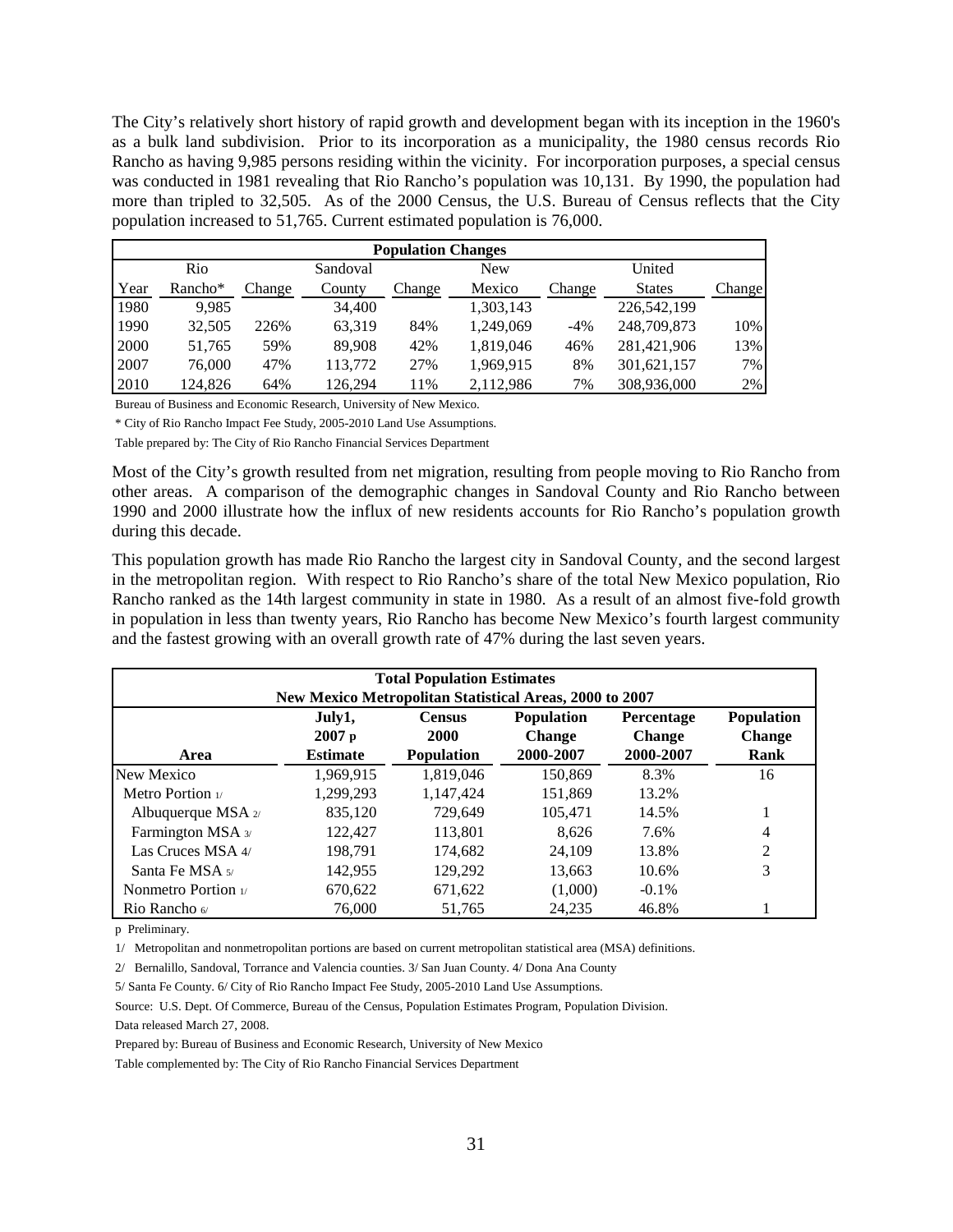The City's relatively short history of rapid growth and development began with its inception in the 1960's as a bulk land subdivision. Prior to its incorporation as a municipality, the 1980 census records Rio Rancho as having 9,985 persons residing within the vicinity. For incorporation purposes, a special census was conducted in 1981 revealing that Rio Rancho's population was 10,131. By 1990, the population had more than tripled to 32,505. As of the 2000 Census, the U.S. Bureau of Census reflects that the City population increased to 51,765. Current estimated population is 76,000.

| Population Changes | | | | | | | | |
|---|---|---|---|---|---|---|---|---|
| | Rio | | Sandoval | | New | | United | |
| Year | Rancho* | Change | County | Change | Mexico | Change | States | Change |
| 1980 | 9,985 | | 34,400 | | 1,303,143 | | 226,542,199 | |
| 1990 | 32,505 | 226% | 63,319 | 84% | 1,249,069 | -4% | 248,709,873 | 10% |
| 2000 | 51,765 | 59% | 89,908 | 42% | 1,819,046 | 46% | 281,421,906 | 13% |
| 2007 | 76,000 | 47% | 113,772 | 27% | 1,969,915 | 8% | 301,621,157 | 7% |
| 2010 | 124,826 | 64% | 126,294 | 11% | 2,112,986 | 7% | 308,936,000 | 2% |

Bureau of Business and Economic Research, University of New Mexico.

* City of Rio Rancho Impact Fee Study, 2005-2010 Land Use Assumptions.

Table prepared by: The City of Rio Rancho Financial Services Department

Most of the City's growth resulted from net migration, resulting from people moving to Rio Rancho from other areas. A comparison of the demographic changes in Sandoval County and Rio Rancho between 1990 and 2000 illustrate how the influx of new residents accounts for Rio Rancho's population growth during this decade.

This population growth has made Rio Rancho the largest city in Sandoval County, and the second largest in the metropolitan region. With respect to Rio Rancho's share of the total New Mexico population, Rio Rancho ranked as the 14th largest community in state in 1980. As a result of an almost five-fold growth in population in less than twenty years, Rio Rancho has become New Mexico's fourth largest community and the fastest growing with an overall growth rate of 47% during the last seven years.

| Total Population Estimates<br>New Mexico Metropolitan Statistical Areas, 2000 to 2007 | | | | | |
|---|---|---|---|---|---|
| Area | July1, 2007 p Estimate | Census 2000 Population | Population Change 2000-2007 | Percentage Change 2000-2007 | Population Change Rank |
| New Mexico | 1,969,915 | 1,819,046 | 150,869 | 8.3% | 16 |
| Metro Portion 1/ | 1,299,293 | 1,147,424 | 151,869 | 13.2% | |
| Albuquerque MSA 2/ | 835,120 | 729,649 | 105,471 | 14.5% | 1 |
| Farmington MSA 3/ | 122,427 | 113,801 | 8,626 | 7.6% | 4 |
| Las Cruces MSA 4/ | 198,791 | 174,682 | 24,109 | 13.8% | 2 |
| Santa Fe MSA 5/ | 142,955 | 129,292 | 13,663 | 10.6% | 3 |
| Nonmetro Portion 1/ | 670,622 | 671,622 | (1,000) | -0.1% | |
| Rio Rancho 6/ | 76,000 | 51,765 | 24,235 | 46.8% | 1 |

p Preliminary.

1/ Metropolitan and nonmetropolitan portions are based on current metropolitan statistical area (MSA) definitions.

2/ Bernalillo, Sandoval, Torrance and Valencia counties. 3/ San Juan County. 4/ Dona Ana County

5/ Santa Fe County. 6/ City of Rio Rancho Impact Fee Study, 2005-2010 Land Use Assumptions.

Source: U.S. Dept. Of Commerce, Bureau of the Census, Population Estimates Program, Population Division.

Data released March 27, 2008.

Prepared by: Bureau of Business and Economic Research, University of New Mexico

Table complemented by: The City of Rio Rancho Financial Services Department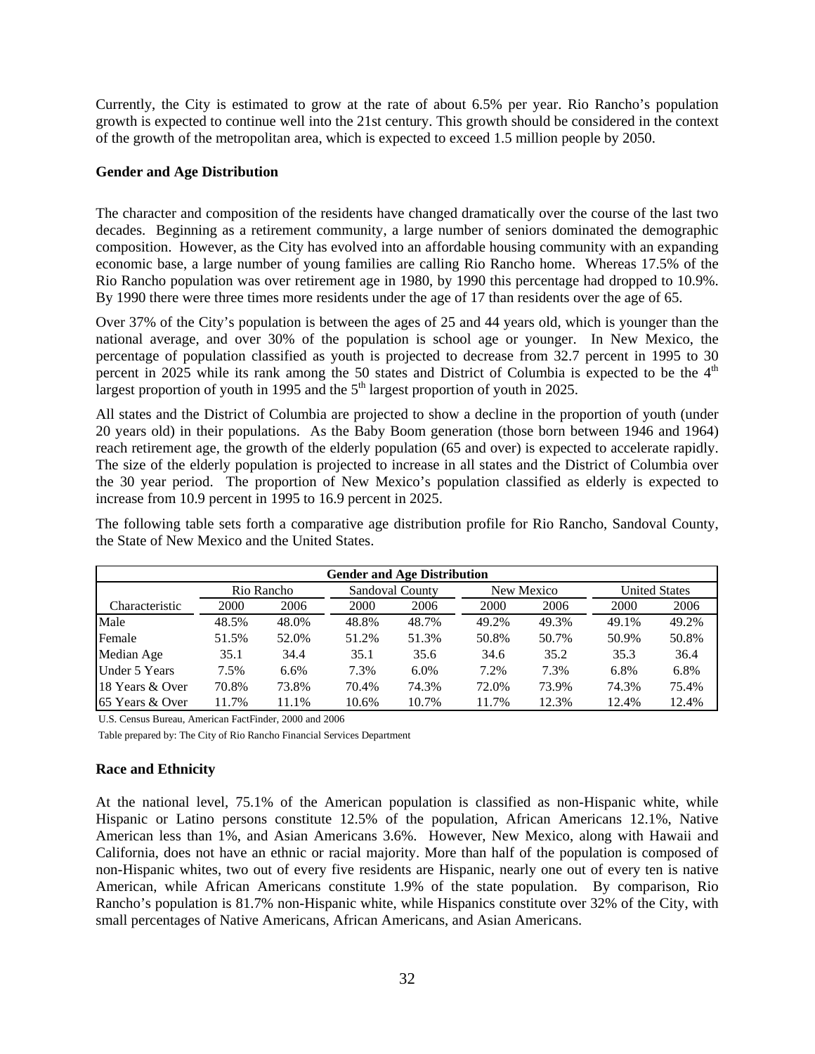Currently, the City is estimated to grow at the rate of about 6.5% per year. Rio Rancho's population growth is expected to continue well into the 21st century. This growth should be considered in the context of the growth of the metropolitan area, which is expected to exceed 1.5 million people by 2050.

**Gender and Age Distribution**

The character and composition of the residents have changed dramatically over the course of the last two decades. Beginning as a retirement community, a large number of seniors dominated the demographic composition. However, as the City has evolved into an affordable housing community with an expanding economic base, a large number of young families are calling Rio Rancho home. Whereas 17.5% of the Rio Rancho population was over retirement age in 1980, by 1990 this percentage had dropped to 10.9%. By 1990 there were three times more residents under the age of 17 than residents over the age of 65.

Over 37% of the City's population is between the ages of 25 and 44 years old, which is younger than the national average, and over 30% of the population is school age or younger. In New Mexico, the percentage of population classified as youth is projected to decrease from 32.7 percent in 1995 to 30 percent in 2025 while its rank among the 50 states and District of Columbia is expected to be the 4th largest proportion of youth in 1995 and the 5th largest proportion of youth in 2025.

All states and the District of Columbia are projected to show a decline in the proportion of youth (under 20 years old) in their populations. As the Baby Boom generation (those born between 1946 and 1964) reach retirement age, the growth of the elderly population (65 and over) is expected to accelerate rapidly. The size of the elderly population is projected to increase in all states and the District of Columbia over the 30 year period. The proportion of New Mexico's population classified as elderly is expected to increase from 10.9 percent in 1995 to 16.9 percent in 2025.

The following table sets forth a comparative age distribution profile for Rio Rancho, Sandoval County, the State of New Mexico and the United States.

**Gender and Age Distribution**

| | Rio Rancho | | Sandoval County | | New Mexico | | United States | |
|---|---|---|---|---|---|---|---|---|
| Characteristic | 2000 | 2006 | 2000 | 2006 | 2000 | 2006 | 2000 | 2006 |
| Male | 48.5% | 48.0% | 48.8% | 48.7% | 49.2% | 49.3% | 49.1% | 49.2% |
| Female | 51.5% | 52.0% | 51.2% | 51.3% | 50.8% | 50.7% | 50.9% | 50.8% |
| Median Age | 35.1 | 34.4 | 35.1 | 35.6 | 34.6 | 35.2 | 35.3 | 36.4 |
| Under 5 Years | 7.5% | 6.6% | 7.3% | 6.0% | 7.2% | 7.3% | 6.8% | 6.8% |
| 18 Years & Over | 70.8% | 73.8% | 70.4% | 74.3% | 72.0% | 73.9% | 74.3% | 75.4% |
| 65 Years & Over | 11.7% | 11.1% | 10.6% | 10.7% | 11.7% | 12.3% | 12.4% | 12.4% |

U.S. Census Bureau, American FactFinder, 2000 and 2006

Table prepared by: The City of Rio Rancho Financial Services Department

**Race and Ethnicity**

At the national level, 75.1% of the American population is classified as non-Hispanic white, while Hispanic or Latino persons constitute 12.5% of the population, African Americans 12.1%, Native American less than 1%, and Asian Americans 3.6%. However, New Mexico, along with Hawaii and California, does not have an ethnic or racial majority. More than half of the population is composed of non-Hispanic whites, two out of every five residents are Hispanic, nearly one out of every ten is native American, while African Americans constitute 1.9% of the state population. By comparison, Rio Rancho's population is 81.7% non-Hispanic white, while Hispanics constitute over 32% of the City, with small percentages of Native Americans, African Americans, and Asian Americans.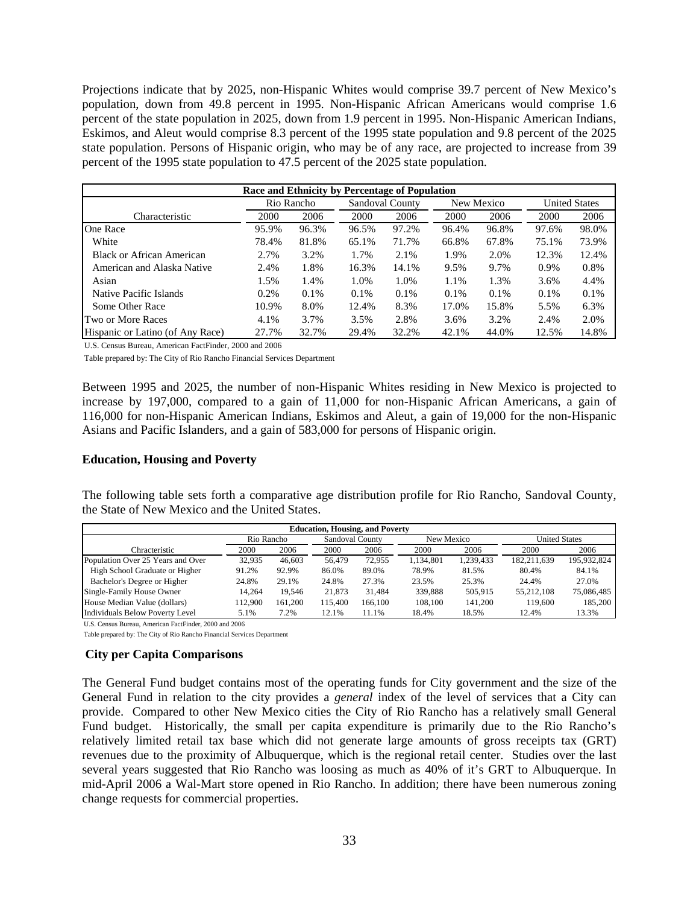Projections indicate that by 2025, non-Hispanic Whites would comprise 39.7 percent of New Mexico's population, down from 49.8 percent in 1995. Non-Hispanic African Americans would comprise 1.6 percent of the state population in 2025, down from 1.9 percent in 1995. Non-Hispanic American Indians, Eskimos, and Aleut would comprise 8.3 percent of the 1995 state population and 9.8 percent of the 2025 state population. Persons of Hispanic origin, who may be of any race, are projected to increase from 39 percent of the 1995 state population to 47.5 percent of the 2025 state population.

| Race and Ethnicity by Percentage of Population | | | | | | | | |
|---|---|---|---|---|---|---|---|---|
| | Rio Rancho | | Sandoval County | | New Mexico | | United States | |
| Characteristic | 2000 | 2006 | 2000 | 2006 | 2000 | 2006 | 2000 | 2006 |
| One Race | 95.9% | 96.3% | 96.5% | 97.2% | 96.4% | 96.8% | 97.6% | 98.0% |
| White | 78.4% | 81.8% | 65.1% | 71.7% | 66.8% | 67.8% | 75.1% | 73.9% |
| Black or African American | 2.7% | 3.2% | 1.7% | 2.1% | 1.9% | 2.0% | 12.3% | 12.4% |
| American and Alaska Native | 2.4% | 1.8% | 16.3% | 14.1% | 9.5% | 9.7% | 0.9% | 0.8% |
| Asian | 1.5% | 1.4% | 1.0% | 1.0% | 1.1% | 1.3% | 3.6% | 4.4% |
| Native Pacific Islands | 0.2% | 0.1% | 0.1% | 0.1% | 0.1% | 0.1% | 0.1% | 0.1% |
| Some Other Race | 10.9% | 8.0% | 12.4% | 8.3% | 17.0% | 15.8% | 5.5% | 6.3% |
| Two or More Races | 4.1% | 3.7% | 3.5% | 2.8% | 3.6% | 3.2% | 2.4% | 2.0% |
| Hispanic or Latino (of Any Race) | 27.7% | 32.7% | 29.4% | 32.2% | 42.1% | 44.0% | 12.5% | 14.8% |

U.S. Census Bureau, American FactFinder, 2000 and 2006

Table prepared by: The City of Rio Rancho Financial Services Department

Between 1995 and 2025, the number of non-Hispanic Whites residing in New Mexico is projected to increase by 197,000, compared to a gain of 11,000 for non-Hispanic African Americans, a gain of 116,000 for non-Hispanic American Indians, Eskimos and Aleut, a gain of 19,000 for the non-Hispanic Asians and Pacific Islanders, and a gain of 583,000 for persons of Hispanic origin.

### Education, Housing and Poverty

The following table sets forth a comparative age distribution profile for Rio Rancho, Sandoval County, the State of New Mexico and the United States.

| Education, Housing, and Poverty | | | | | | | | |
|---|---|---|---|---|---|---|---|---|
| | Rio Rancho | | Sandoval County | | New Mexico | | United States | |
| Chracteristic | 2000 | 2006 | 2000 | 2006 | 2000 | 2006 | 2000 | 2006 |
| Population Over 25 Years and Over | 32,935 | 46,603 | 56,479 | 72,955 | 1,134,801 | 1,239,433 | 182,211,639 | 195,932,824 |
| High School Graduate or Higher | 91.2% | 92.9% | 86.0% | 89.0% | 78.9% | 81.5% | 80.4% | 84.1% |
| Bachelor's Degree or Higher | 24.8% | 29.1% | 24.8% | 27.3% | 23.5% | 25.3% | 24.4% | 27.0% |
| Single-Family House Owner | 14,264 | 19,546 | 21,873 | 31,484 | 339,888 | 505,915 | 55,212,108 | 75,086,485 |
| House Median Value (dollars) | 112,900 | 161,200 | 115,400 | 166,100 | 108,100 | 141,200 | 119,600 | 185,200 |
| Individuals Below Poverty Level | 5.1% | 7.2% | 12.1% | 11.1% | 18.4% | 18.5% | 12.4% | 13.3% |

U.S. Census Bureau, American FactFinder, 2000 and 2006

Table prepared by: The City of Rio Rancho Financial Services Department

### City per Capita Comparisons

The General Fund budget contains most of the operating funds for City government and the size of the General Fund in relation to the city provides a *general* index of the level of services that a City can provide. Compared to other New Mexico cities the City of Rio Rancho has a relatively small General Fund budget. Historically, the small per capita expenditure is primarily due to the Rio Rancho's relatively limited retail tax base which did not generate large amounts of gross receipts tax (GRT) revenues due to the proximity of Albuquerque, which is the regional retail center. Studies over the last several years suggested that Rio Rancho was loosing as much as 40% of it's GRT to Albuquerque. In mid-April 2006 a Wal-Mart store opened in Rio Rancho. In addition; there have been numerous zoning change requests for commercial properties.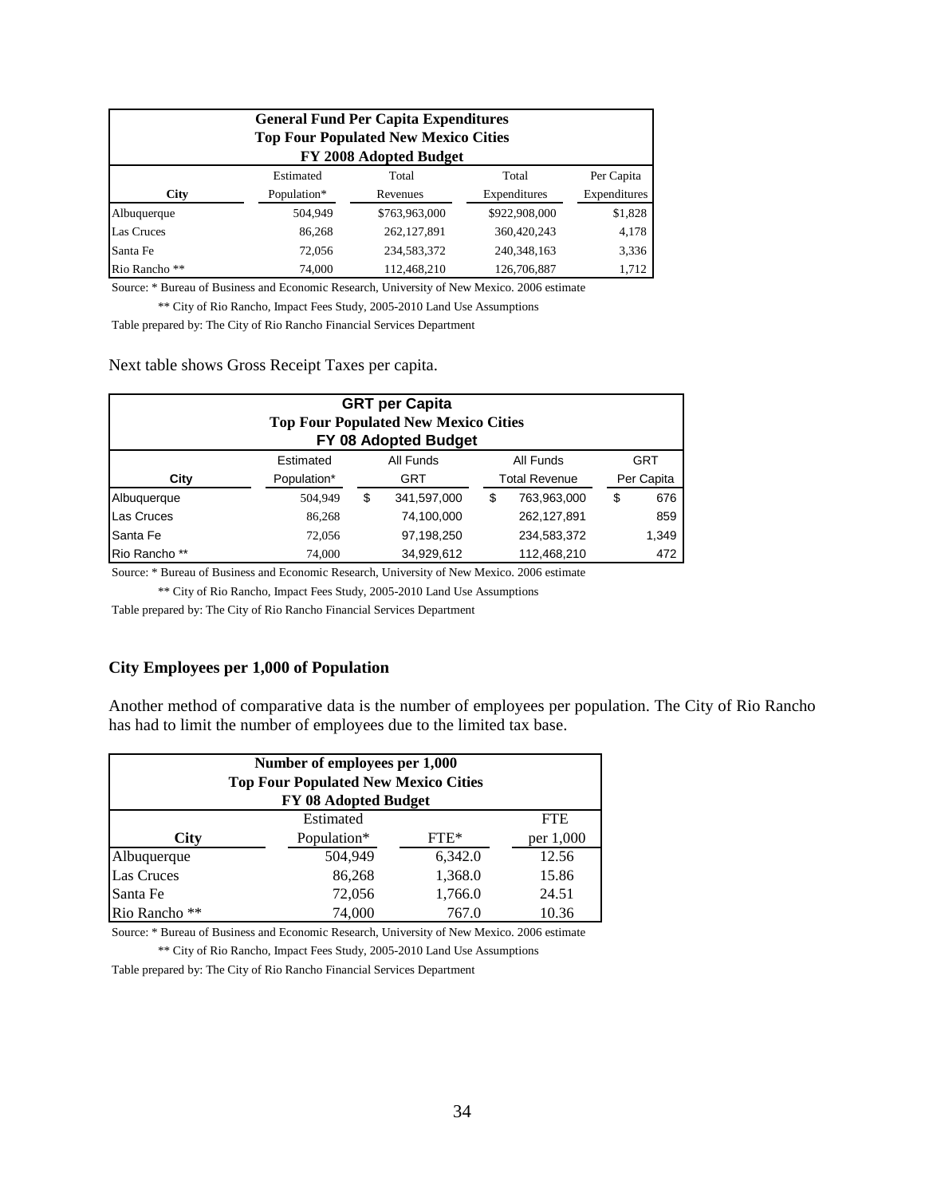| **General Fund Per Capita Expenditures<br>Top Four Populated New Mexico Cities<br>FY 2008 Adopted Budget** | | | | |
|---|---|---|---|---|
| **City** | Estimated Population* | Total Revenues | Total Expenditures | Per Capita Expenditures |
| Albuquerque | 504,949 | $763,963,000 | $922,908,000 | $1,828 |
| Las Cruces | 86,268 | 262,127,891 | 360,420,243 | 4,178 |
| Santa Fe | 72,056 | 234,583,372 | 240,348,163 | 3,336 |
| Rio Rancho ** | 74,000 | 112,468,210 | 126,706,887 | 1,712 |

Source: * Bureau of Business and Economic Research, University of New Mexico. 2006 estimate

** City of Rio Rancho, Impact Fees Study, 2005-2010 Land Use Assumptions

Table prepared by: The City of Rio Rancho Financial Services Department

Next table shows Gross Receipt Taxes per capita.

| **GRT per Capita<br>Top Four Populated New Mexico Cities<br>FY 08 Adopted Budget** | | | | |
|---|---|---|---|---|
| **City** | Estimated Population* | All Funds GRT | All Funds Total Revenue | GRT Per Capita |
| Albuquerque | 504,949 | $ 341,597,000 | $ 763,963,000 | $ 676 |
| Las Cruces | 86,268 | 74,100,000 | 262,127,891 | 859 |
| Santa Fe | 72,056 | 97,198,250 | 234,583,372 | 1,349 |
| Rio Rancho ** | 74,000 | 34,929,612 | 112,468,210 | 472 |

Source: * Bureau of Business and Economic Research, University of New Mexico. 2006 estimate

** City of Rio Rancho, Impact Fees Study, 2005-2010 Land Use Assumptions

Table prepared by: The City of Rio Rancho Financial Services Department

### City Employees per 1,000 of Population

Another method of comparative data is the number of employees per population. The City of Rio Rancho has had to limit the number of employees due to the limited tax base.

| **Number of employees per 1,000<br>Top Four Populated New Mexico Cities<br>FY 08 Adopted Budget** | | | |
|---|---|---|---|
| **City** | Estimated Population* | FTE* | FTE per 1,000 |
| Albuquerque | 504,949 | 6,342.0 | 12.56 |
| Las Cruces | 86,268 | 1,368.0 | 15.86 |
| Santa Fe | 72,056 | 1,766.0 | 24.51 |
| Rio Rancho ** | 74,000 | 767.0 | 10.36 |

Source: * Bureau of Business and Economic Research, University of New Mexico. 2006 estimate

** City of Rio Rancho, Impact Fees Study, 2005-2010 Land Use Assumptions

Table prepared by: The City of Rio Rancho Financial Services Department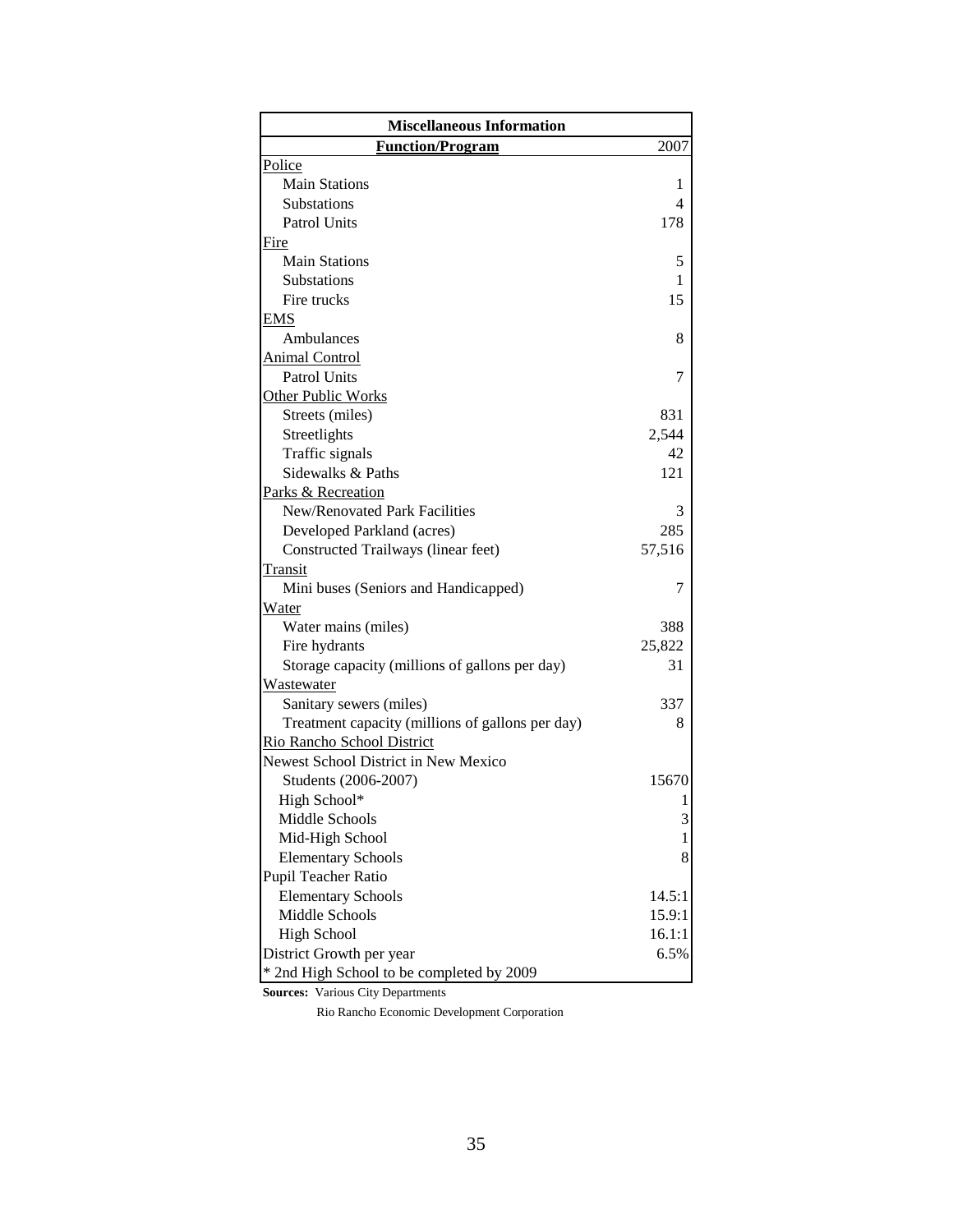| Miscellaneous Information | |
|---|---|
| **Function/Program** | 2007 |
| Police | |
| Main Stations | 1 |
| Substations | 4 |
| Patrol Units | 178 |
| Fire | |
| Main Stations | 5 |
| Substations | 1 |
| Fire trucks | 15 |
| EMS | |
| Ambulances | 8 |
| Animal Control | |
| Patrol Units | 7 |
| Other Public Works | |
| Streets (miles) | 831 |
| Streetlights | 2,544 |
| Traffic signals | 42 |
| Sidewalks & Paths | 121 |
| Parks & Recreation | |
| New/Renovated Park Facilities | 3 |
| Developed Parkland (acres) | 285 |
| Constructed Trailways (linear feet) | 57,516 |
| Transit | |
| Mini buses (Seniors and Handicapped) | 7 |
| Water | |
| Water mains (miles) | 388 |
| Fire hydrants | 25,822 |
| Storage capacity (millions of gallons per day) | 31 |
| Wastewater | |
| Sanitary sewers (miles) | 337 |
| Treatment capacity (millions of gallons per day) | 8 |
| Rio Rancho School District | |
| Newest School District in New Mexico | |
| Students (2006-2007) | 15670 |
| High School* | 1 |
| Middle Schools | 3 |
| Mid-High School | 1 |
| Elementary Schools | 8 |
| Pupil Teacher Ratio | |
| Elementary Schools | 14.5:1 |
| Middle Schools | 15.9:1 |
| High School | 16.1:1 |
| District Growth per year | 6.5% |
| * 2nd High School to be completed by 2009 | |

**Sources:** Various City Departments

Rio Rancho Economic Development Corporation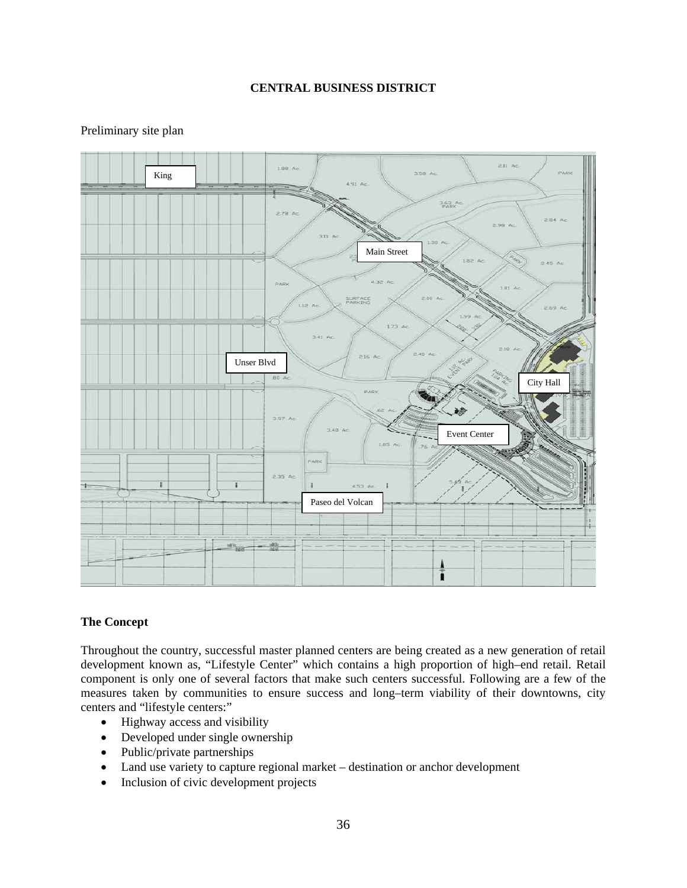**CENTRAL BUSINESS DISTRICT**

Preliminary site plan

### The Concept

Throughout the country, successful master planned centers are being created as a new generation of retail development known as, "Lifestyle Center" which contains a high proportion of high–end retail. Retail component is only one of several factors that make such centers successful. Following are a few of the measures taken by communities to ensure success and long–term viability of their downtowns, city centers and "lifestyle centers:"

- Highway access and visibility
- Developed under single ownership
- Public/private partnerships
- Land use variety to capture regional market – destination or anchor development
- Inclusion of civic development projects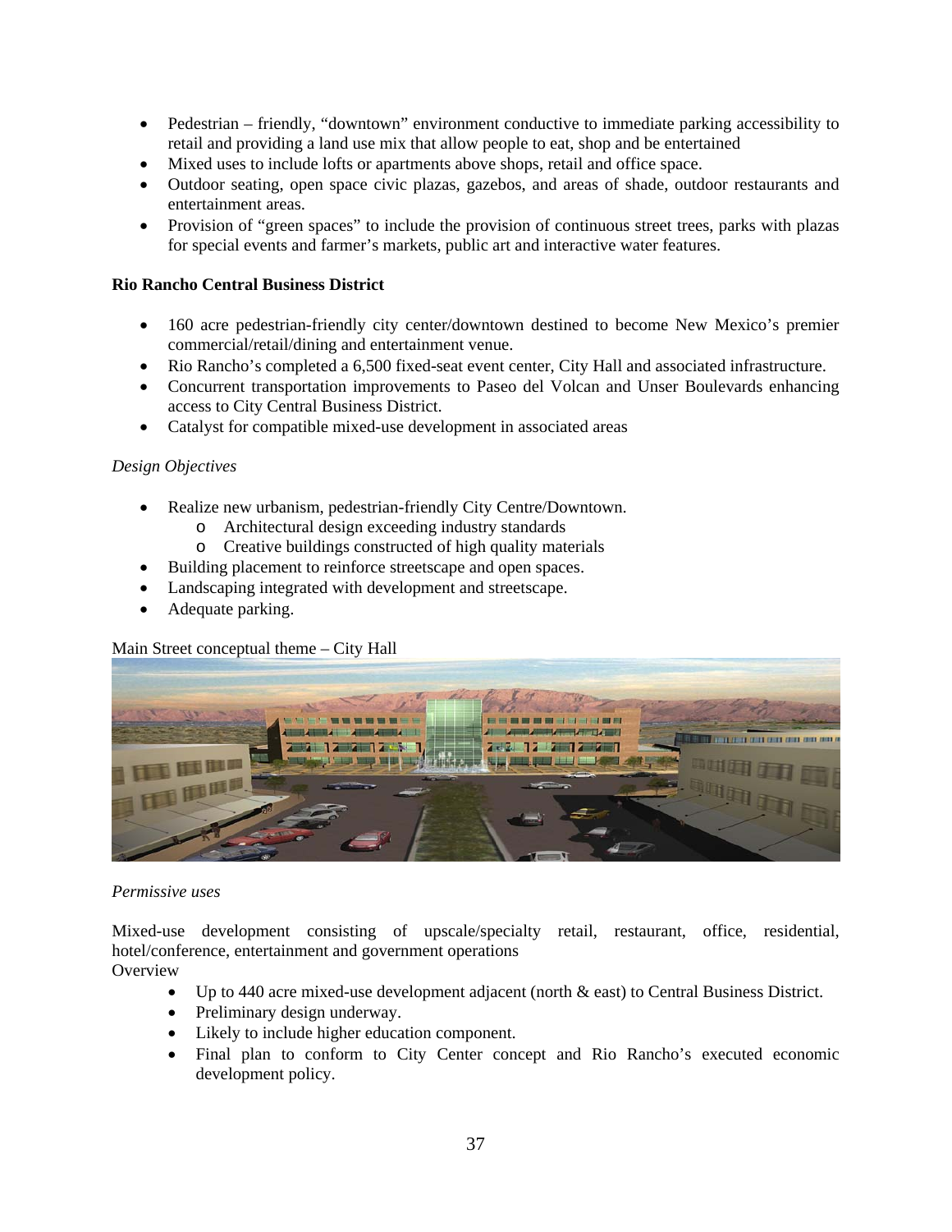- Pedestrian – friendly, "downtown" environment conductive to immediate parking accessibility to retail and providing a land use mix that allow people to eat, shop and be entertained
- Mixed uses to include lofts or apartments above shops, retail and office space.
- Outdoor seating, open space civic plazas, gazebos, and areas of shade, outdoor restaurants and entertainment areas.
- Provision of "green spaces" to include the provision of continuous street trees, parks with plazas for special events and farmer's markets, public art and interactive water features.

**Rio Rancho Central Business District**

- 160 acre pedestrian-friendly city center/downtown destined to become New Mexico's premier commercial/retail/dining and entertainment venue.
- Rio Rancho's completed a 6,500 fixed-seat event center, City Hall and associated infrastructure.
- Concurrent transportation improvements to Paseo del Volcan and Unser Boulevards enhancing access to City Central Business District.
- Catalyst for compatible mixed-use development in associated areas

*Design Objectives*

- Realize new urbanism, pedestrian-friendly City Centre/Downtown.
  - Architectural design exceeding industry standards
  - Creative buildings constructed of high quality materials
- Building placement to reinforce streetscape and open spaces.
- Landscaping integrated with development and streetscape.
- Adequate parking.

Main Street conceptual theme – City Hall

*Permissive uses*

Mixed-use development consisting of upscale/specialty retail, restaurant, office, residential, hotel/conference, entertainment and government operations

Overview

- Up to 440 acre mixed-use development adjacent (north & east) to Central Business District.
- Preliminary design underway.
- Likely to include higher education component.
- Final plan to conform to City Center concept and Rio Rancho's executed economic development policy.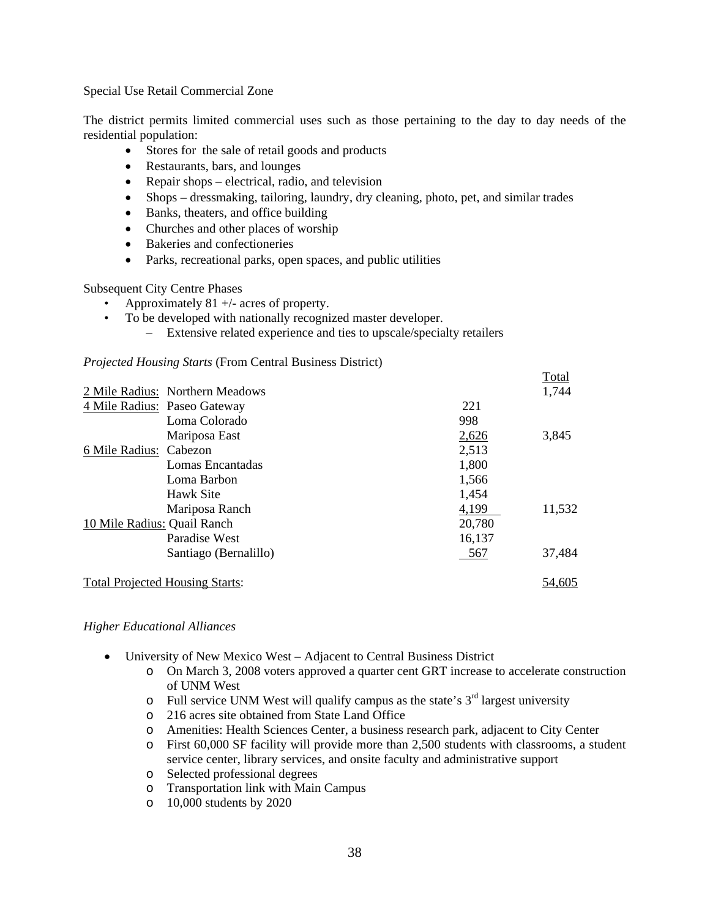Special Use Retail Commercial Zone

The district permits limited commercial uses such as those pertaining to the day to day needs of the residential population:

- Stores for the sale of retail goods and products
- Restaurants, bars, and lounges
- Repair shops – electrical, radio, and television
- Shops – dressmaking, tailoring, laundry, dry cleaning, photo, pet, and similar trades
- Banks, theaters, and office building
- Churches and other places of worship
- Bakeries and confectioneries
- Parks, recreational parks, open spaces, and public utilities

Subsequent City Centre Phases

- Approximately 81 +/- acres of property.
- To be developed with nationally recognized master developer.
  - Extensive related experience and ties to upscale/specialty retailers

*Projected Housing Starts* (From Central Business District)

| | | | Total |
|---|---|---|---|
| 2 Mile Radius: | Northern Meadows | | 1,744 |
| 4 Mile Radius: | Paseo Gateway | 221 | |
| | Loma Colorado | 998 | |
| | Mariposa East | 2,626 | 3,845 |
| 6 Mile Radius: | Cabezon | 2,513 | |
| | Lomas Encantadas | 1,800 | |
| | Loma Barbon | 1,566 | |
| | Hawk Site | 1,454 | |
| | Mariposa Ranch | 4,199 | 11,532 |
| 10 Mile Radius: | Quail Ranch | 20,780 | |
| | Paradise West | 16,137 | |
| | Santiago (Bernalillo) | 567 | 37,484 |
| Total Projected Housing Starts: | | | 54,605 |

*Higher Educational Alliances*

- University of New Mexico West – Adjacent to Central Business District
  - On March 3, 2008 voters approved a quarter cent GRT increase to accelerate construction of UNM West
  - Full service UNM West will qualify campus as the state's 3rd largest university
  - 216 acres site obtained from State Land Office
  - Amenities: Health Sciences Center, a business research park, adjacent to City Center
  - First 60,000 SF facility will provide more than 2,500 students with classrooms, a student service center, library services, and onsite faculty and administrative support
  - Selected professional degrees
  - Transportation link with Main Campus
  - 10,000 students by 2020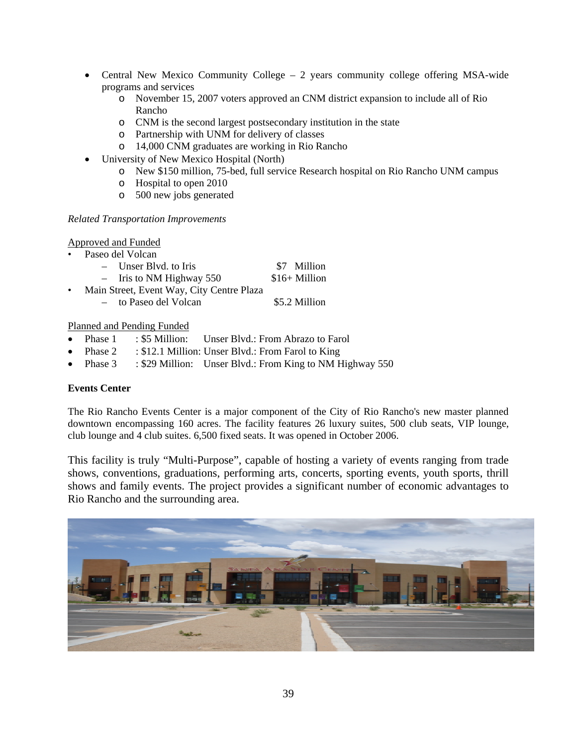- Central New Mexico Community College – 2 years community college offering MSA-wide programs and services
  - November 15, 2007 voters approved an CNM district expansion to include all of Rio Rancho
  - CNM is the second largest postsecondary institution in the state
  - Partnership with UNM for delivery of classes
  - 14,000 CNM graduates are working in Rio Rancho
- University of New Mexico Hospital (North)
  - New $150 million, 75-bed, full service Research hospital on Rio Rancho UNM campus
  - Hospital to open 2010
  - 500 new jobs generated

*Related Transportation Improvements*

<u>Approved and Funded</u>

- Paseo del Volcan
  - Unser Blvd. to Iris — $7 Million
  - Iris to NM Highway 550 — $16+ Million
- Main Street, Event Way, City Centre Plaza
  - to Paseo del Volcan — $5.2 Million

<u>Planned and Pending Funded</u>

- Phase 1 : $5 Million: Unser Blvd.: From Abrazo to Farol
- Phase 2 : $12.1 Million: Unser Blvd.: From Farol to King
- Phase 3 : $29 Million: Unser Blvd.: From King to NM Highway 550

**Events Center**

The Rio Rancho Events Center is a major component of the City of Rio Rancho's new master planned downtown encompassing 160 acres. The facility features 26 luxury suites, 500 club seats, VIP lounge, club lounge and 4 club suites. 6,500 fixed seats. It was opened in October 2006.

This facility is truly "Multi-Purpose", capable of hosting a variety of events ranging from trade shows, conventions, graduations, performing arts, concerts, sporting events, youth sports, thrill shows and family events. The project provides a significant number of economic advantages to Rio Rancho and the surrounding area.